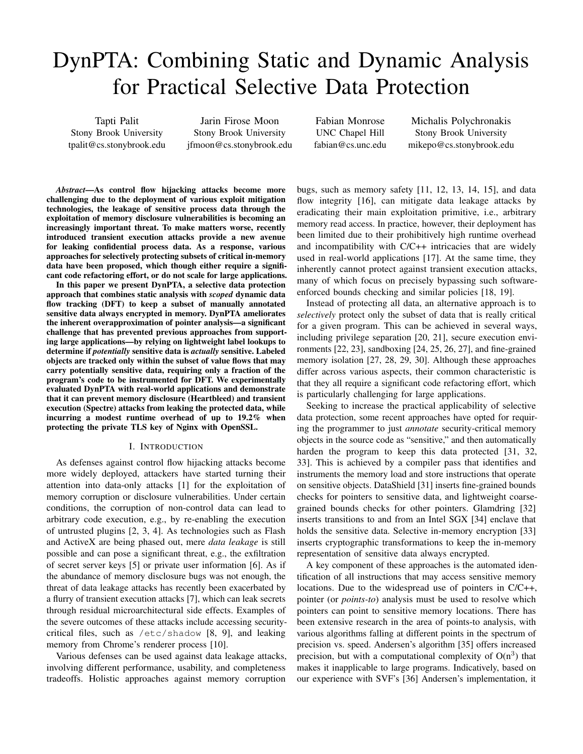# DynPTA: Combining Static and Dynamic Analysis for Practical Selective Data Protection

Tapti Palit
Stony Brook University
tpalit@cs.stonybrook.edu

Jarin Firose Moon
Stony Brook University
jfmoon@cs.stonybrook.edu

Fabian Monrose
UNC Chapel Hill
fabian@cs.unc.edu

Michalis Polychronakis
Stony Brook University
mikepo@cs.stonybrook.edu

***Abstract*—As control flow hijacking attacks become more challenging due to the deployment of various exploit mitigation technologies, the leakage of sensitive process data through the exploitation of memory disclosure vulnerabilities is becoming an increasingly important threat. To make matters worse, recently introduced transient execution attacks provide a new avenue for leaking confidential process data. As a response, various approaches for selectively protecting subsets of critical in-memory data have been proposed, which though either require a significant code refactoring effort, or do not scale for large applications.**

**In this paper we present DynPTA, a selective data protection approach that combines static analysis with *scoped* dynamic data flow tracking (DFT) to keep a subset of manually annotated sensitive data always encrypted in memory. DynPTA ameliorates the inherent overapproximation of pointer analysis—a significant challenge that has prevented previous approaches from supporting large applications—by relying on lightweight label lookups to determine if *potentially* sensitive data is *actually* sensitive. Labeled objects are tracked only within the subset of value flows that may carry potentially sensitive data, requiring only a fraction of the program's code to be instrumented for DFT. We experimentally evaluated DynPTA with real-world applications and demonstrate that it can prevent memory disclosure (Heartbleed) and transient execution (Spectre) attacks from leaking the protected data, while incurring a modest runtime overhead of up to 19.2% when protecting the private TLS key of Nginx with OpenSSL.**

## I. Introduction

As defenses against control flow hijacking attacks become more widely deployed, attackers have started turning their attention into data-only attacks [1] for the exploitation of memory corruption or disclosure vulnerabilities. Under certain conditions, the corruption of non-control data can lead to arbitrary code execution, e.g., by re-enabling the execution of untrusted plugins [2, 3, 4]. As technologies such as Flash and ActiveX are being phased out, mere *data leakage* is still possible and can pose a significant threat, e.g., the exfiltration of secret server keys [5] or private user information [6]. As if the abundance of memory disclosure bugs was not enough, the threat of data leakage attacks has recently been exacerbated by a flurry of transient execution attacks [7], which can leak secrets through residual microarchitectural side effects. Examples of the severe outcomes of these attacks include accessing security-critical files, such as `/etc/shadow` [8, 9], and leaking memory from Chrome's renderer process [10].

Various defenses can be used against data leakage attacks, involving different performance, usability, and completeness tradeoffs. Holistic approaches against memory corruption bugs, such as memory safety [11, 12, 13, 14, 15], and data flow integrity [16], can mitigate data leakage attacks by eradicating their main exploitation primitive, i.e., arbitrary memory read access. In practice, however, their deployment has been limited due to their prohibitively high runtime overhead and incompatibility with C/C++ intricacies that are widely used in real-world applications [17]. At the same time, they inherently cannot protect against transient execution attacks, many of which focus on precisely bypassing such software-enforced bounds checking and similar policies [18, 19].

Instead of protecting all data, an alternative approach is to *selectively* protect only the subset of data that is really critical for a given program. This can be achieved in several ways, including privilege separation [20, 21], secure execution environments [22, 23], sandboxing [24, 25, 26, 27], and fine-grained memory isolation [27, 28, 29, 30]. Although these approaches differ across various aspects, their common characteristic is that they all require a significant code refactoring effort, which is particularly challenging for large applications.

Seeking to increase the practical applicability of selective data protection, some recent approaches have opted for requiring the programmer to just *annotate* security-critical memory objects in the source code as "sensitive," and then automatically harden the program to keep this data protected [31, 32, 33]. This is achieved by a compiler pass that identifies and instruments the memory load and store instructions that operate on sensitive objects. DataShield [31] inserts fine-grained bounds checks for pointers to sensitive data, and lightweight coarse-grained bounds checks for other pointers. Glamdring [32] inserts transitions to and from an Intel SGX [34] enclave that holds the sensitive data. Selective in-memory encryption [33] inserts cryptographic transformations to keep the in-memory representation of sensitive data always encrypted.

A key component of these approaches is the automated identification of all instructions that may access sensitive memory locations. Due to the widespread use of pointers in C/C++, pointer (or *points-to*) analysis must be used to resolve which pointers can point to sensitive memory locations. There has been extensive research in the area of points-to analysis, with various algorithms falling at different points in the spectrum of precision vs. speed. Andersen's algorithm [35] offers increased precision, but with a computational complexity of $O(n^3)$ that makes it inapplicable to large programs. Indicatively, based on our experience with SVF's [36] Andersen's implementation, it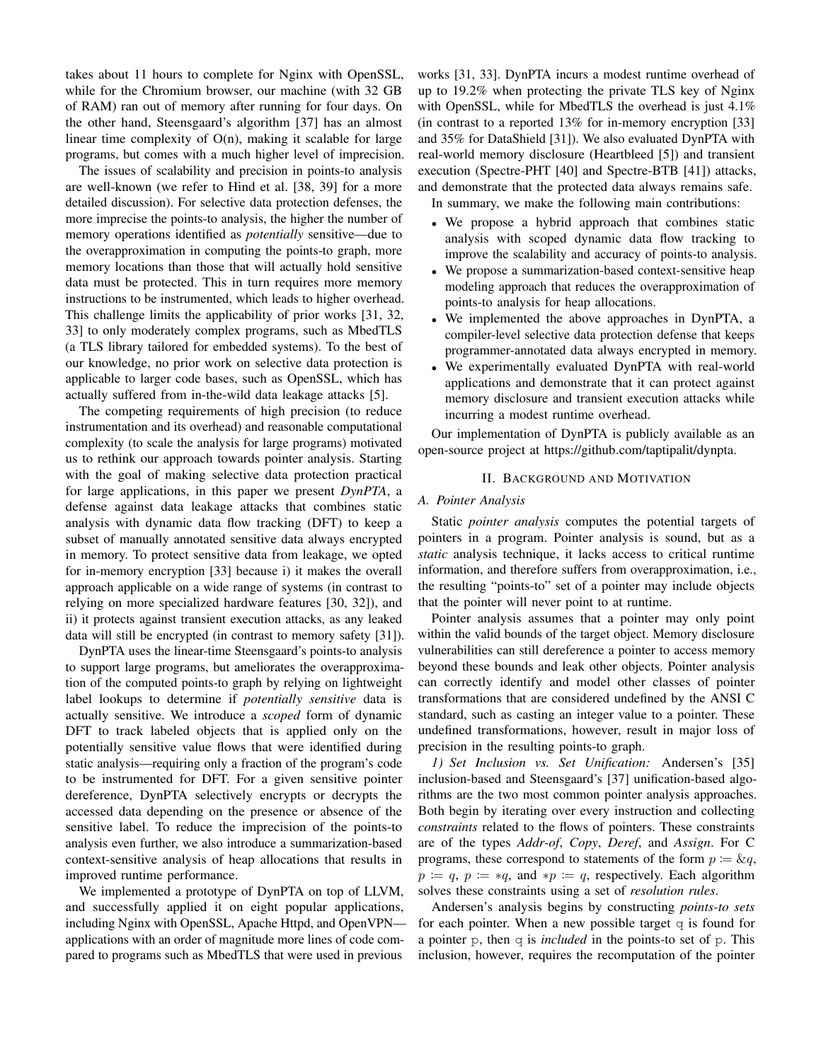takes about 11 hours to complete for Nginx with OpenSSL, while for the Chromium browser, our machine (with 32 GB of RAM) ran out of memory after running for four days. On the other hand, Steensgaard's algorithm [37] has an almost linear time complexity of O(n), making it scalable for large programs, but comes with a much higher level of imprecision.

The issues of scalability and precision in points-to analysis are well-known (we refer to Hind et al. [38, 39] for a more detailed discussion). For selective data protection defenses, the more imprecise the points-to analysis, the higher the number of memory operations identified as *potentially* sensitive—due to the overapproximation in computing the points-to graph, more memory locations than those that will actually hold sensitive data must be protected. This in turn requires more memory instructions to be instrumented, which leads to higher overhead. This challenge limits the applicability of prior works [31, 32, 33] to only moderately complex programs, such as MbedTLS (a TLS library tailored for embedded systems). To the best of our knowledge, no prior work on selective data protection is applicable to larger code bases, such as OpenSSL, which has actually suffered from in-the-wild data leakage attacks [5].

The competing requirements of high precision (to reduce instrumentation and its overhead) and reasonable computational complexity (to scale the analysis for large programs) motivated us to rethink our approach towards pointer analysis. Starting with the goal of making selective data protection practical for large applications, in this paper we present *DynPTA*, a defense against data leakage attacks that combines static analysis with dynamic data flow tracking (DFT) to keep a subset of manually annotated sensitive data always encrypted in memory. To protect sensitive data from leakage, we opted for in-memory encryption [33] because i) it makes the overall approach applicable on a wide range of systems (in contrast to relying on more specialized hardware features [30, 32]), and ii) it protects against transient execution attacks, as any leaked data will still be encrypted (in contrast to memory safety [31]).

DynPTA uses the linear-time Steensgaard's points-to analysis to support large programs, but ameliorates the overapproximation of the computed points-to graph by relying on lightweight label lookups to determine if *potentially sensitive* data is actually sensitive. We introduce a *scoped* form of dynamic DFT to track labeled objects that is applied only on the potentially sensitive value flows that were identified during static analysis—requiring only a fraction of the program's code to be instrumented for DFT. For a given sensitive pointer dereference, DynPTA selectively encrypts or decrypts the accessed data depending on the presence or absence of the sensitive label. To reduce the imprecision of the points-to analysis even further, we also introduce a summarization-based context-sensitive analysis of heap allocations that results in improved runtime performance.

We implemented a prototype of DynPTA on top of LLVM, and successfully applied it on eight popular applications, including Nginx with OpenSSL, Apache Httpd, and OpenVPN—applications with an order of magnitude more lines of code compared to programs such as MbedTLS that were used in previous works [31, 33]. DynPTA incurs a modest runtime overhead of up to 19.2% when protecting the private TLS key of Nginx with OpenSSL, while for MbedTLS the overhead is just 4.1% (in contrast to a reported 13% for in-memory encryption [33] and 35% for DataShield [31]). We also evaluated DynPTA with real-world memory disclosure (Heartbleed [5]) and transient execution (Spectre-PHT [40] and Spectre-BTB [41]) attacks, and demonstrate that the protected data always remains safe.

In summary, we make the following main contributions:

- We propose a hybrid approach that combines static analysis with scoped dynamic data flow tracking to improve the scalability and accuracy of points-to analysis.
- We propose a summarization-based context-sensitive heap modeling approach that reduces the overapproximation of points-to analysis for heap allocations.
- We implemented the above approaches in DynPTA, a compiler-level selective data protection defense that keeps programmer-annotated data always encrypted in memory.
- We experimentally evaluated DynPTA with real-world applications and demonstrate that it can protect against memory disclosure and transient execution attacks while incurring a modest runtime overhead.

Our implementation of DynPTA is publicly available as an open-source project at https://github.com/taptipalit/dynpta.

## II. Background and Motivation

### A. Pointer Analysis

Static *pointer analysis* computes the potential targets of pointers in a program. Pointer analysis is sound, but as a *static* analysis technique, it lacks access to critical runtime information, and therefore suffers from overapproximation, i.e., the resulting "points-to" set of a pointer may include objects that the pointer will never point to at runtime.

Pointer analysis assumes that a pointer may only point within the valid bounds of the target object. Memory disclosure vulnerabilities can still dereference a pointer to access memory beyond these bounds and leak other objects. Pointer analysis can correctly identify and model other classes of pointer transformations that are considered undefined by the ANSI C standard, such as casting an integer value to a pointer. These undefined transformations, however, result in major loss of precision in the resulting points-to graph.

*1) Set Inclusion vs. Set Unification:* Andersen's [35] inclusion-based and Steensgaard's [37] unification-based algorithms are the two most common pointer analysis approaches. Both begin by iterating over every instruction and collecting *constraints* related to the flows of pointers. These constraints are of the types *Addr-of*, *Copy*, *Deref*, and *Assign*. For C programs, these correspond to statements of the form $p \coloneqq \&q$, $p \coloneqq q$, $p \coloneqq *q$, and $*p \coloneqq q$, respectively. Each algorithm solves these constraints using a set of *resolution rules*.

Andersen's analysis begins by constructing *points-to sets* for each pointer. When a new possible target q is found for a pointer p, then q is *included* in the points-to set of p. This inclusion, however, requires the recomputation of the pointer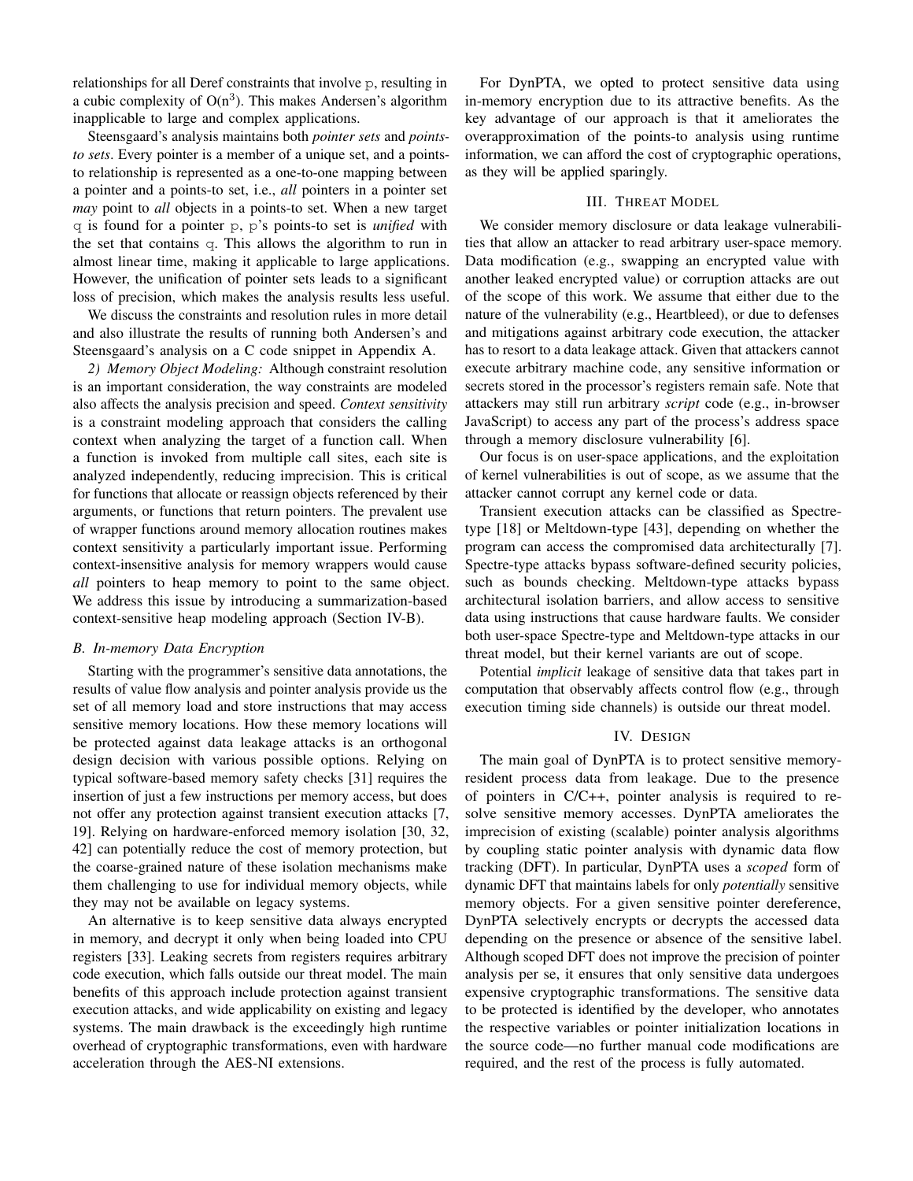relationships for all Deref constraints that involve p, resulting in a cubic complexity of $O(n^3)$. This makes Andersen's algorithm inapplicable to large and complex applications.

Steensgaard's analysis maintains both *pointer sets* and *points-to sets*. Every pointer is a member of a unique set, and a points-to relationship is represented as a one-to-one mapping between a pointer and a points-to set, i.e., *all* pointers in a pointer set *may* point to *all* objects in a points-to set. When a new target q is found for a pointer p, p's points-to set is *unified* with the set that contains q. This allows the algorithm to run in almost linear time, making it applicable to large applications. However, the unification of pointer sets leads to a significant loss of precision, which makes the analysis results less useful.

We discuss the constraints and resolution rules in more detail and also illustrate the results of running both Andersen's and Steensgaard's analysis on a C code snippet in Appendix A.

*2) Memory Object Modeling:* Although constraint resolution is an important consideration, the way constraints are modeled also affects the analysis precision and speed. *Context sensitivity* is a constraint modeling approach that considers the calling context when analyzing the target of a function call. When a function is invoked from multiple call sites, each site is analyzed independently, reducing imprecision. This is critical for functions that allocate or reassign objects referenced by their arguments, or functions that return pointers. The prevalent use of wrapper functions around memory allocation routines makes context sensitivity a particularly important issue. Performing context-insensitive analysis for memory wrappers would cause *all* pointers to heap memory to point to the same object. We address this issue by introducing a summarization-based context-sensitive heap modeling approach (Section IV-B).

### B. In-memory Data Encryption

Starting with the programmer's sensitive data annotations, the results of value flow analysis and pointer analysis provide us the set of all memory load and store instructions that may access sensitive memory locations. How these memory locations will be protected against data leakage attacks is an orthogonal design decision with various possible options. Relying on typical software-based memory safety checks [31] requires the insertion of just a few instructions per memory access, but does not offer any protection against transient execution attacks [7, 19]. Relying on hardware-enforced memory isolation [30, 32, 42] can potentially reduce the cost of memory protection, but the coarse-grained nature of these isolation mechanisms make them challenging to use for individual memory objects, while they may not be available on legacy systems.

An alternative is to keep sensitive data always encrypted in memory, and decrypt it only when being loaded into CPU registers [33]. Leaking secrets from registers requires arbitrary code execution, which falls outside our threat model. The main benefits of this approach include protection against transient execution attacks, and wide applicability on existing and legacy systems. The main drawback is the exceedingly high runtime overhead of cryptographic transformations, even with hardware acceleration through the AES-NI extensions.

For DynPTA, we opted to protect sensitive data using in-memory encryption due to its attractive benefits. As the key advantage of our approach is that it ameliorates the overapproximation of the points-to analysis using runtime information, we can afford the cost of cryptographic operations, as they will be applied sparingly.

## III. Threat Model

We consider memory disclosure or data leakage vulnerabilities that allow an attacker to read arbitrary user-space memory. Data modification (e.g., swapping an encrypted value with another leaked encrypted value) or corruption attacks are out of the scope of this work. We assume that either due to the nature of the vulnerability (e.g., Heartbleed), or due to defenses and mitigations against arbitrary code execution, the attacker has to resort to a data leakage attack. Given that attackers cannot execute arbitrary machine code, any sensitive information or secrets stored in the processor's registers remain safe. Note that attackers may still run arbitrary *script* code (e.g., in-browser JavaScript) to access any part of the process's address space through a memory disclosure vulnerability [6].

Our focus is on user-space applications, and the exploitation of kernel vulnerabilities is out of scope, as we assume that the attacker cannot corrupt any kernel code or data.

Transient execution attacks can be classified as Spectre-type [18] or Meltdown-type [43], depending on whether the program can access the compromised data architecturally [7]. Spectre-type attacks bypass software-defined security policies, such as bounds checking. Meltdown-type attacks bypass architectural isolation barriers, and allow access to sensitive data using instructions that cause hardware faults. We consider both user-space Spectre-type and Meltdown-type attacks in our threat model, but their kernel variants are out of scope.

Potential *implicit* leakage of sensitive data that takes part in computation that observably affects control flow (e.g., through execution timing side channels) is outside our threat model.

## IV. Design

The main goal of DynPTA is to protect sensitive memory-resident process data from leakage. Due to the presence of pointers in C/C++, pointer analysis is required to resolve sensitive memory accesses. DynPTA ameliorates the imprecision of existing (scalable) pointer analysis algorithms by coupling static pointer analysis with dynamic data flow tracking (DFT). In particular, DynPTA uses a *scoped* form of dynamic DFT that maintains labels for only *potentially* sensitive memory objects. For a given sensitive pointer dereference, DynPTA selectively encrypts or decrypts the accessed data depending on the presence or absence of the sensitive label. Although scoped DFT does not improve the precision of pointer analysis per se, it ensures that only sensitive data undergoes expensive cryptographic transformations. The sensitive data to be protected is identified by the developer, who annotates the respective variables or pointer initialization locations in the source code—no further manual code modifications are required, and the rest of the process is fully automated.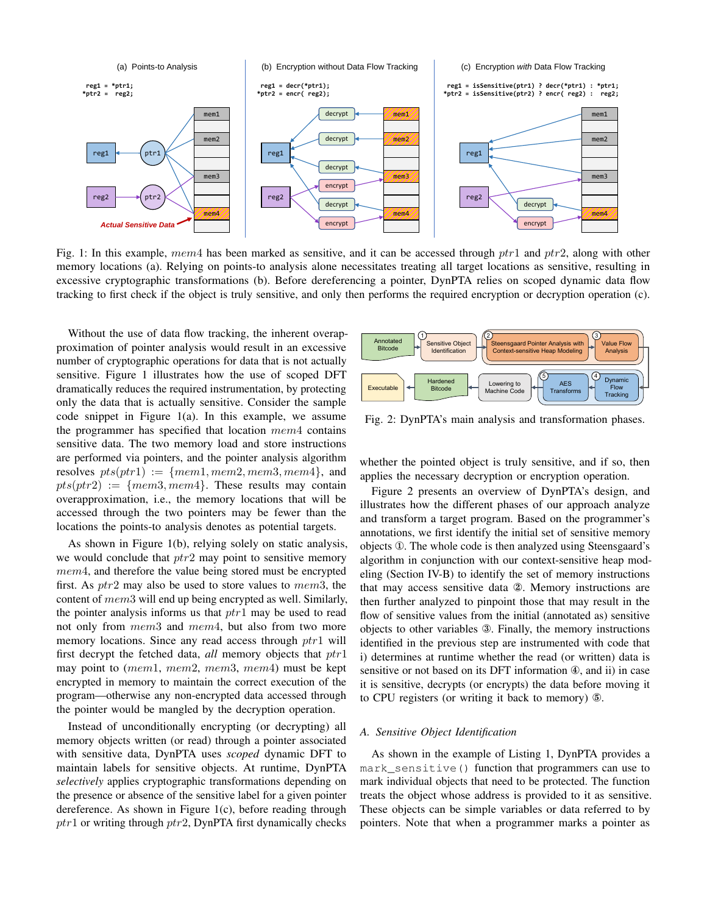(a) Points-to Analysis

```
reg1 = *ptr1;
*ptr2 =  reg2;
```

(b) Encryption without Data Flow Tracking

```
reg1 = decr(*ptr1);
*ptr2 = encr( reg2);
```

(c) Encryption *with* Data Flow Tracking

```
reg1 = isSensitive(ptr1) ? decr(*ptr1) : *ptr1;
*ptr2 = isSensitive(ptr2) ? encr( reg2) :  reg2;
```

Fig. 1: In this example, $mem4$ has been marked as sensitive, and it can be accessed through $ptr1$ and $ptr2$, along with other memory locations (a). Relying on points-to analysis alone necessitates treating all target locations as sensitive, resulting in excessive cryptographic transformations (b). Before dereferencing a pointer, DynPTA relies on scoped dynamic data flow tracking to first check if the object is truly sensitive, and only then performs the required encryption or decryption operation (c).

Without the use of data flow tracking, the inherent overapproximation of pointer analysis would result in an excessive number of cryptographic operations for data that is not actually sensitive. Figure 1 illustrates how the use of scoped DFT dramatically reduces the required instrumentation, by protecting only the data that is actually sensitive. Consider the sample code snippet in Figure 1(a). In this example, we assume the programmer has specified that location $mem4$ contains sensitive data. The two memory load and store instructions are performed via pointers, and the pointer analysis algorithm resolves $pts(ptr1) := \{mem1, mem2, mem3, mem4\}$, and $pts(ptr2) := \{mem3, mem4\}$. These results may contain overapproximation, i.e., the memory locations that will be accessed through the two pointers may be fewer than the locations the points-to analysis denotes as potential targets.

As shown in Figure 1(b), relying solely on static analysis, we would conclude that $ptr2$ may point to sensitive memory $mem4$, and therefore the value being stored must be encrypted first. As $ptr2$ may also be used to store values to $mem3$, the content of $mem3$ will end up being encrypted as well. Similarly, the pointer analysis informs us that $ptr1$ may be used to read not only from $mem3$ and $mem4$, but also from two more memory locations. Since any read access through $ptr1$ will first decrypt the fetched data, *all* memory objects that $ptr1$ may point to ($mem1$, $mem2$, $mem3$, $mem4$) must be kept encrypted in memory to maintain the correct execution of the program—otherwise any non-encrypted data accessed through the pointer would be mangled by the decryption operation.

Instead of unconditionally encrypting (or decrypting) all memory objects written (or read) through a pointer associated with sensitive data, DynPTA uses *scoped* dynamic DFT to maintain labels for sensitive objects. At runtime, DynPTA *selectively* applies cryptographic transformations depending on the presence or absence of the sensitive label for a given pointer dereference. As shown in Figure 1(c), before reading through $ptr1$ or writing through $ptr2$, DynPTA first dynamically checks whether the pointed object is truly sensitive, and if so, then applies the necessary decryption or encryption operation.

Fig. 2: DynPTA's main analysis and transformation phases.

Figure 2 presents an overview of DynPTA's design, and illustrates how the different phases of our approach analyze and transform a target program. Based on the programmer's annotations, we first identify the initial set of sensitive memory objects ①. The whole code is then analyzed using Steensgaard's algorithm in conjunction with our context-sensitive heap modeling (Section IV-B) to identify the set of memory instructions that may access sensitive data ②. Memory instructions are then further analyzed to pinpoint those that may result in the flow of sensitive values from the initial (annotated as) sensitive objects to other variables ③. Finally, the memory instructions identified in the previous step are instrumented with code that i) determines at runtime whether the read (or written) data is sensitive or not based on its DFT information ④, and ii) in case it is sensitive, decrypts (or encrypts) the data before moving it to CPU registers (or writing it back to memory) ⑤.

### A. Sensitive Object Identification

As shown in the example of Listing 1, DynPTA provides a `mark_sensitive()` function that programmers can use to mark individual objects that need to be protected. The function treats the object whose address is provided to it as sensitive. These objects can be simple variables or data referred to by pointers. Note that when a programmer marks a pointer as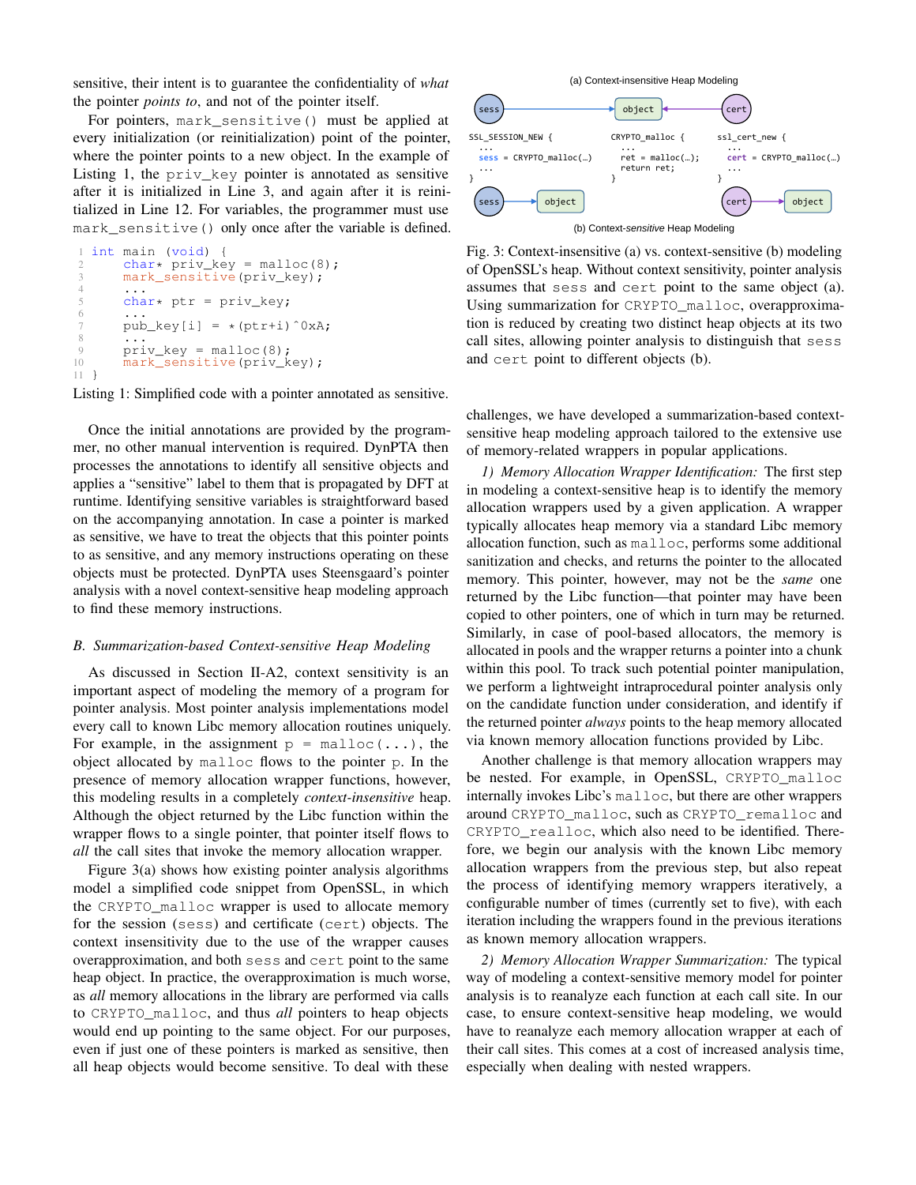sensitive, their intent is to guarantee the confidentiality of *what* the pointer *points to*, and not of the pointer itself.

For pointers, `mark_sensitive()` must be applied at every initialization (or reinitialization) point of the pointer, where the pointer points to a new object. In the example of Listing 1, the `priv_key` pointer is annotated as sensitive after it is initialized in Line 3, and again after it is reinitialized in Line 12. For variables, the programmer must use `mark_sensitive()` only once after the variable is defined.

```
1  int main (void) {
2      char* priv_key = malloc(8);
3      mark_sensitive(priv_key);
4      ...
5      char* ptr = priv_key;
6      ...
7      pub_key[i] = *(ptr+i)^0xA;
8      ...
9      priv_key = malloc(8);
10     mark_sensitive(priv_key);
11 }
```

Listing 1: Simplified code with a pointer annotated as sensitive.

Once the initial annotations are provided by the programmer, no other manual intervention is required. DynPTA then processes the annotations to identify all sensitive objects and applies a "sensitive" label to them that is propagated by DFT at runtime. Identifying sensitive variables is straightforward based on the accompanying annotation. In case a pointer is marked as sensitive, however, we have to treat the objects that this pointer points to as sensitive, and any memory instructions operating on these objects must be protected. DynPTA uses Steensgaard's pointer analysis with a novel context-sensitive heap modeling approach to find these memory instructions.

### *B. Summarization-based Context-sensitive Heap Modeling*

As discussed in Section II-A2, context sensitivity is an important aspect of modeling the memory of a program for pointer analysis. Most pointer analysis implementations model every call to known Libc memory allocation routines uniquely. For example, in the assignment `p = malloc(...)`, the object allocated by `malloc` flows to the pointer `p`. In the presence of memory allocation wrapper functions, however, this modeling results in a completely *context-insensitive* heap. Although the object returned by the Libc function within the wrapper flows to a single pointer, that pointer itself flows to *all* the call sites that invoke the memory allocation wrapper.

Figure 3(a) shows how existing pointer analysis algorithms model a simplified code snippet from OpenSSL, in which the `CRYPTO_malloc` wrapper is used to allocate memory for the session (`sess`) and certificate (`cert`) objects. The context insensitivity due to the use of the wrapper causes overapproximation, and both `sess` and `cert` point to the same heap object. In practice, the overapproximation is much worse, as *all* memory allocations in the library are performed via calls to `CRYPTO_malloc`, and thus *all* pointers to heap objects would end up pointing to the same object. For our purposes, even if just one of these pointers is marked as sensitive, then all heap objects would become sensitive. To deal with these challenges, we have developed a summarization-based context-sensitive heap modeling approach tailored to the extensive use of memory-related wrappers in popular applications.

(a) Context-insensitive Heap Modeling

```
SSL_SESSION_NEW {          CRYPTO_malloc {          ssl_cert_new {
  ...                        ...                      ...
  sess = CRYPTO_malloc(…)    ret = malloc(…);         cert = CRYPTO_malloc(…)
  ...                        return ret;              ...
}                          }                        }
```

(b) Context-*sensitive* Heap Modeling

Fig. 3: Context-insensitive (a) vs. context-sensitive (b) modeling of OpenSSL's heap. Without context sensitivity, pointer analysis assumes that `sess` and `cert` point to the same object (a). Using summarization for `CRYPTO_malloc`, overapproximation is reduced by creating two distinct heap objects at its two call sites, allowing pointer analysis to distinguish that `sess` and `cert` point to different objects (b).

*1) Memory Allocation Wrapper Identification:* The first step in modeling a context-sensitive heap is to identify the memory allocation wrappers used by a given application. A wrapper typically allocates heap memory via a standard Libc memory allocation function, such as `malloc`, performs some additional sanitization and checks, and returns the pointer to the allocated memory. This pointer, however, may not be the *same* one returned by the Libc function—that pointer may have been copied to other pointers, one of which in turn may be returned. Similarly, in case of pool-based allocators, the memory is allocated in pools and the wrapper returns a pointer into a chunk within this pool. To track such potential pointer manipulation, we perform a lightweight intraprocedural pointer analysis only on the candidate function under consideration, and identify if the returned pointer *always* points to the heap memory allocated via known memory allocation functions provided by Libc.

Another challenge is that memory allocation wrappers may be nested. For example, in OpenSSL, `CRYPTO_malloc` internally invokes Libc's `malloc`, but there are other wrappers around `CRYPTO_malloc`, such as `CRYPTO_remalloc` and `CRYPTO_realloc`, which also need to be identified. Therefore, we begin our analysis with the known Libc memory allocation wrappers from the previous step, but also repeat the process of identifying memory wrappers iteratively, a configurable number of times (currently set to five), with each iteration including the wrappers found in the previous iterations as known memory allocation wrappers.

*2) Memory Allocation Wrapper Summarization:* The typical way of modeling a context-sensitive memory model for pointer analysis is to reanalyze each function at each call site. In our case, to ensure context-sensitive heap modeling, we would have to reanalyze each memory allocation wrapper at each of their call sites. This comes at a cost of increased analysis time, especially when dealing with nested wrappers.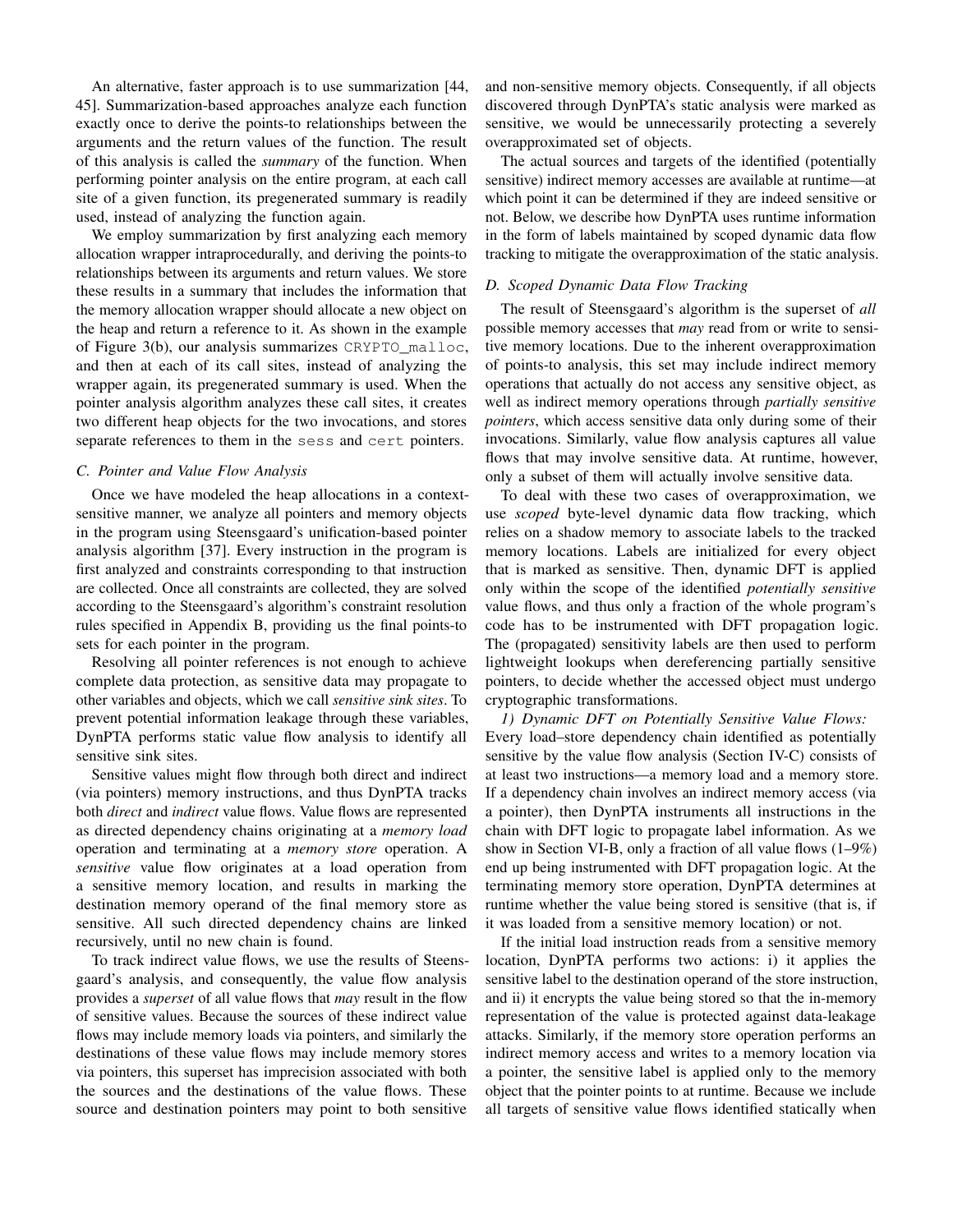An alternative, faster approach is to use summarization [44, 45]. Summarization-based approaches analyze each function exactly once to derive the points-to relationships between the arguments and the return values of the function. The result of this analysis is called the *summary* of the function. When performing pointer analysis on the entire program, at each call site of a given function, its pregenerated summary is readily used, instead of analyzing the function again.

We employ summarization by first analyzing each memory allocation wrapper intraprocedurally, and deriving the points-to relationships between its arguments and return values. We store these results in a summary that includes the information that the memory allocation wrapper should allocate a new object on the heap and return a reference to it. As shown in the example of Figure 3(b), our analysis summarizes `CRYPTO_malloc`, and then at each of its call sites, instead of analyzing the wrapper again, its pregenerated summary is used. When the pointer analysis algorithm analyzes these call sites, it creates two different heap objects for the two invocations, and stores separate references to them in the `sess` and `cert` pointers.

### C. Pointer and Value Flow Analysis

Once we have modeled the heap allocations in a context-sensitive manner, we analyze all pointers and memory objects in the program using Steensgaard's unification-based pointer analysis algorithm [37]. Every instruction in the program is first analyzed and constraints corresponding to that instruction are collected. Once all constraints are collected, they are solved according to the Steensgaard's algorithm's constraint resolution rules specified in Appendix B, providing us the final points-to sets for each pointer in the program.

Resolving all pointer references is not enough to achieve complete data protection, as sensitive data may propagate to other variables and objects, which we call *sensitive sink sites*. To prevent potential information leakage through these variables, DynPTA performs static value flow analysis to identify all sensitive sink sites.

Sensitive values might flow through both direct and indirect (via pointers) memory instructions, and thus DynPTA tracks both *direct* and *indirect* value flows. Value flows are represented as directed dependency chains originating at a *memory load* operation and terminating at a *memory store* operation. A *sensitive* value flow originates at a load operation from a sensitive memory location, and results in marking the destination memory operand of the final memory store as sensitive. All such directed dependency chains are linked recursively, until no new chain is found.

To track indirect value flows, we use the results of Steensgaard's analysis, and consequently, the value flow analysis provides a *superset* of all value flows that *may* result in the flow of sensitive values. Because the sources of these indirect value flows may include memory loads via pointers, and similarly the destinations of these value flows may include memory stores via pointers, this superset has imprecision associated with both the sources and the destinations of the value flows. These source and destination pointers may point to both sensitive and non-sensitive memory objects. Consequently, if all objects discovered through DynPTA's static analysis were marked as sensitive, we would be unnecessarily protecting a severely overapproximated set of objects.

The actual sources and targets of the identified (potentially sensitive) indirect memory accesses are available at runtime—at which point it can be determined if they are indeed sensitive or not. Below, we describe how DynPTA uses runtime information in the form of labels maintained by scoped dynamic data flow tracking to mitigate the overapproximation of the static analysis.

### D. Scoped Dynamic Data Flow Tracking

The result of Steensgaard's algorithm is the superset of *all* possible memory accesses that *may* read from or write to sensitive memory locations. Due to the inherent overapproximation of points-to analysis, this set may include indirect memory operations that actually do not access any sensitive object, as well as indirect memory operations through *partially sensitive pointers*, which access sensitive data only during some of their invocations. Similarly, value flow analysis captures all value flows that may involve sensitive data. At runtime, however, only a subset of them will actually involve sensitive data.

To deal with these two cases of overapproximation, we use *scoped* byte-level dynamic data flow tracking, which relies on a shadow memory to associate labels to the tracked memory locations. Labels are initialized for every object that is marked as sensitive. Then, dynamic DFT is applied only within the scope of the identified *potentially sensitive* value flows, and thus only a fraction of the whole program's code has to be instrumented with DFT propagation logic. The (propagated) sensitivity labels are then used to perform lightweight lookups when dereferencing partially sensitive pointers, to decide whether the accessed object must undergo cryptographic transformations.

*1) Dynamic DFT on Potentially Sensitive Value Flows:* Every load–store dependency chain identified as potentially sensitive by the value flow analysis (Section IV-C) consists of at least two instructions—a memory load and a memory store. If a dependency chain involves an indirect memory access (via a pointer), then DynPTA instruments all instructions in the chain with DFT logic to propagate label information. As we show in Section VI-B, only a fraction of all value flows (1–9%) end up being instrumented with DFT propagation logic. At the terminating memory store operation, DynPTA determines at runtime whether the value being stored is sensitive (that is, if it was loaded from a sensitive memory location) or not.

If the initial load instruction reads from a sensitive memory location, DynPTA performs two actions: i) it applies the sensitive label to the destination operand of the store instruction, and ii) it encrypts the value being stored so that the in-memory representation of the value is protected against data-leakage attacks. Similarly, if the memory store operation performs an indirect memory access and writes to a memory location via a pointer, the sensitive label is applied only to the memory object that the pointer points to at runtime. Because we include all targets of sensitive value flows identified statically when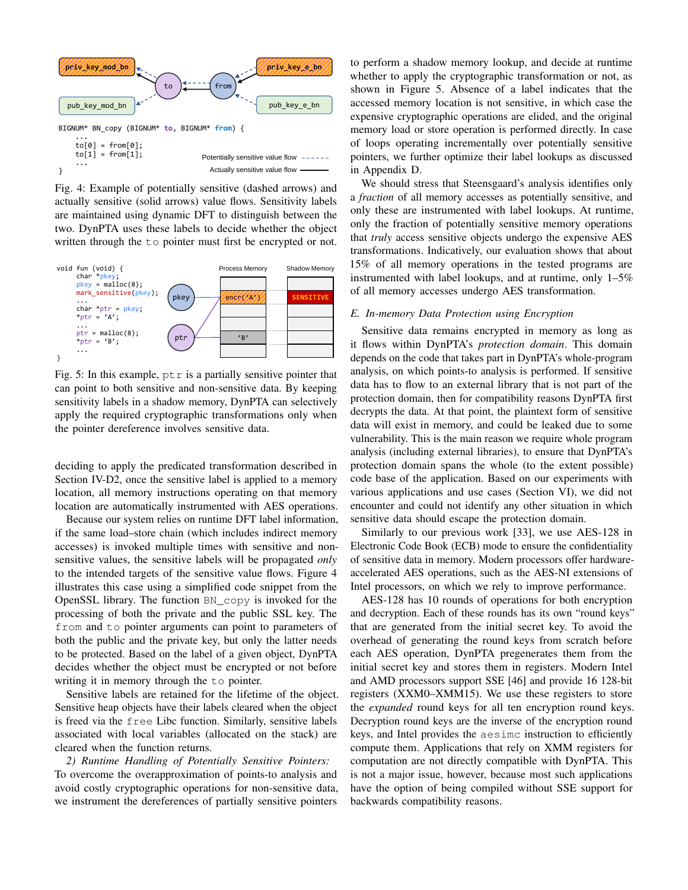```
BIGNUM* BN_copy (BIGNUM* to, BIGNUM* from) {
    ...
    to[0] = from[0];
    to[1] = from[1];
    ...
}
```

Fig. 4: Example of potentially sensitive (dashed arrows) and actually sensitive (solid arrows) value flows. Sensitivity labels are maintained using dynamic DFT to distinguish between the two. DynPTA uses these labels to decide whether the object written through the `to` pointer must first be encrypted or not.

```
void fun (void) {
    char *pkey;
    pkey = malloc(8);
    mark_sensitive(pkey);
    ...
    char *ptr = pkey;
    *ptr = 'A';
    ...
    ptr = malloc(8);
    *ptr = 'B';
    ...
}
```

Fig. 5: In this example, `ptr` is a partially sensitive pointer that can point to both sensitive and non-sensitive data. By keeping sensitivity labels in a shadow memory, DynPTA can selectively apply the required cryptographic transformations only when the pointer dereference involves sensitive data.

deciding to apply the predicated transformation described in Section IV-D2, once the sensitive label is applied to a memory location, all memory instructions operating on that memory location are automatically instrumented with AES operations.

Because our system relies on runtime DFT label information, if the same load–store chain (which includes indirect memory accesses) is invoked multiple times with sensitive and non-sensitive values, the sensitive labels will be propagated *only* to the intended targets of the sensitive value flows. Figure 4 illustrates this case using a simplified code snippet from the OpenSSL library. The function `BN_copy` is invoked for the processing of both the private and the public SSL key. The `from` and `to` pointer arguments can point to parameters of both the public and the private key, but only the latter needs to be protected. Based on the label of a given object, DynPTA decides whether the object must be encrypted or not before writing it in memory through the `to` pointer.

Sensitive labels are retained for the lifetime of the object. Sensitive heap objects have their labels cleared when the object is freed via the `free` Libc function. Similarly, sensitive labels associated with local variables (allocated on the stack) are cleared when the function returns.

*2) Runtime Handling of Potentially Sensitive Pointers:* To overcome the overapproximation of points-to analysis and avoid costly cryptographic operations for non-sensitive data, we instrument the dereferences of partially sensitive pointers to perform a shadow memory lookup, and decide at runtime whether to apply the cryptographic transformation or not, as shown in Figure 5. Absence of a label indicates that the accessed memory location is not sensitive, in which case the expensive cryptographic operations are elided, and the original memory load or store operation is performed directly. In case of loops operating incrementally over potentially sensitive pointers, we further optimize their label lookups as discussed in Appendix D.

We should stress that Steensgaard's analysis identifies only a *fraction* of all memory accesses as potentially sensitive, and only these are instrumented with label lookups. At runtime, only the fraction of potentially sensitive memory operations that *truly* access sensitive objects undergo the expensive AES transformations. Indicatively, our evaluation shows that about 15% of all memory operations in the tested programs are instrumented with label lookups, and at runtime, only 1–5% of all memory accesses undergo AES transformation.

### *E. In-memory Data Protection using Encryption*

Sensitive data remains encrypted in memory as long as it flows within DynPTA's *protection domain*. This domain depends on the code that takes part in DynPTA's whole-program analysis, on which points-to analysis is performed. If sensitive data has to flow to an external library that is not part of the protection domain, then for compatibility reasons DynPTA first decrypts the data. At that point, the plaintext form of sensitive data will exist in memory, and could be leaked due to some vulnerability. This is the main reason we require whole program analysis (including external libraries), to ensure that DynPTA's protection domain spans the whole (to the extent possible) code base of the application. Based on our experiments with various applications and use cases (Section VI), we did not encounter and could not identify any other situation in which sensitive data should escape the protection domain.

Similarly to our previous work [33], we use AES-128 in Electronic Code Book (ECB) mode to ensure the confidentiality of sensitive data in memory. Modern processors offer hardware-accelerated AES operations, such as the AES-NI extensions of Intel processors, on which we rely to improve performance.

AES-128 has 10 rounds of operations for both encryption and decryption. Each of these rounds has its own "round keys" that are generated from the initial secret key. To avoid the overhead of generating the round keys from scratch before each AES operation, DynPTA pregenerates them from the initial secret key and stores them in registers. Modern Intel and AMD processors support SSE [46] and provide 16 128-bit registers (XXM0–XMM15). We use these registers to store the *expanded* round keys for all ten encryption round keys. Decryption round keys are the inverse of the encryption round keys, and Intel provides the `aesimc` instruction to efficiently compute them. Applications that rely on XMM registers for computation are not directly compatible with DynPTA. This is not a major issue, however, because most such applications have the option of being compiled without SSE support for backwards compatibility reasons.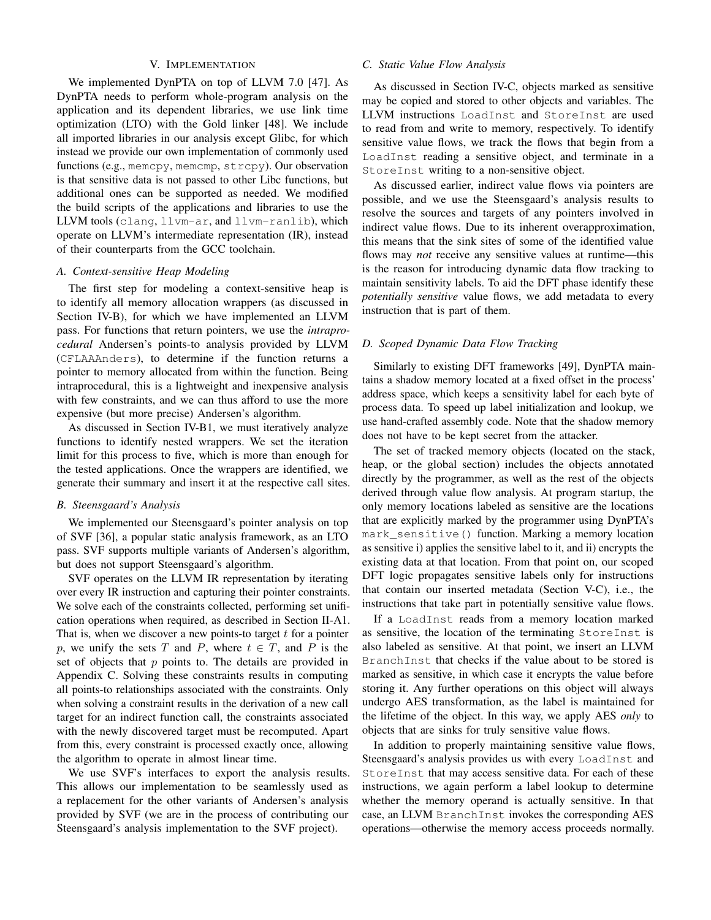## V. Implementation

We implemented DynPTA on top of LLVM 7.0 [47]. As DynPTA needs to perform whole-program analysis on the application and its dependent libraries, we use link time optimization (LTO) with the Gold linker [48]. We include all imported libraries in our analysis except Glibc, for which instead we provide our own implementation of commonly used functions (e.g., `memcpy`, `memcmp`, `strcpy`). Our observation is that sensitive data is not passed to other Libc functions, but additional ones can be supported as needed. We modified the build scripts of the applications and libraries to use the LLVM tools (`clang`, `llvm-ar`, and `llvm-ranlib`), which operate on LLVM's intermediate representation (IR), instead of their counterparts from the GCC toolchain.

### A. Context-sensitive Heap Modeling

The first step for modeling a context-sensitive heap is to identify all memory allocation wrappers (as discussed in Section IV-B), for which we have implemented an LLVM pass. For functions that return pointers, we use the *intraprocedural* Andersen's points-to analysis provided by LLVM (`CFLAAAnders`), to determine if the function returns a pointer to memory allocated from within the function. Being intraprocedural, this is a lightweight and inexpensive analysis with few constraints, and we can thus afford to use the more expensive (but more precise) Andersen's algorithm.

As discussed in Section IV-B1, we must iteratively analyze functions to identify nested wrappers. We set the iteration limit for this process to five, which is more than enough for the tested applications. Once the wrappers are identified, we generate their summary and insert it at the respective call sites.

### B. Steensgaard's Analysis

We implemented our Steensgaard's pointer analysis on top of SVF [36], a popular static analysis framework, as an LTO pass. SVF supports multiple variants of Andersen's algorithm, but does not support Steensgaard's algorithm.

SVF operates on the LLVM IR representation by iterating over every IR instruction and capturing their pointer constraints. We solve each of the constraints collected, performing set unification operations when required, as described in Section II-A1. That is, when we discover a new points-to target $t$ for a pointer $p$, we unify the sets $T$ and $P$, where $t \in T$, and $P$ is the set of objects that $p$ points to. The details are provided in Appendix C. Solving these constraints results in computing all points-to relationships associated with the constraints. Only when solving a constraint results in the derivation of a new call target for an indirect function call, the constraints associated with the newly discovered target must be recomputed. Apart from this, every constraint is processed exactly once, allowing the algorithm to operate in almost linear time.

We use SVF's interfaces to export the analysis results. This allows our implementation to be seamlessly used as a replacement for the other variants of Andersen's analysis provided by SVF (we are in the process of contributing our Steensgaard's analysis implementation to the SVF project).

### C. Static Value Flow Analysis

As discussed in Section IV-C, objects marked as sensitive may be copied and stored to other objects and variables. The LLVM instructions `LoadInst` and `StoreInst` are used to read from and write to memory, respectively. To identify sensitive value flows, we track the flows that begin from a `LoadInst` reading a sensitive object, and terminate in a `StoreInst` writing to a non-sensitive object.

As discussed earlier, indirect value flows via pointers are possible, and we use the Steensgaard's analysis results to resolve the sources and targets of any pointers involved in indirect value flows. Due to its inherent overapproximation, this means that the sink sites of some of the identified value flows may *not* receive any sensitive values at runtime—this is the reason for introducing dynamic data flow tracking to maintain sensitivity labels. To aid the DFT phase identify these *potentially sensitive* value flows, we add metadata to every instruction that is part of them.

### D. Scoped Dynamic Data Flow Tracking

Similarly to existing DFT frameworks [49], DynPTA maintains a shadow memory located at a fixed offset in the process' address space, which keeps a sensitivity label for each byte of process data. To speed up label initialization and lookup, we use hand-crafted assembly code. Note that the shadow memory does not have to be kept secret from the attacker.

The set of tracked memory objects (located on the stack, heap, or the global section) includes the objects annotated directly by the programmer, as well as the rest of the objects derived through value flow analysis. At program startup, the only memory locations labeled as sensitive are the locations that are explicitly marked by the programmer using DynPTA's `mark_sensitive()` function. Marking a memory location as sensitive i) applies the sensitive label to it, and ii) encrypts the existing data at that location. From that point on, our scoped DFT logic propagates sensitive labels only for instructions that contain our inserted metadata (Section V-C), i.e., the instructions that take part in potentially sensitive value flows.

If a `LoadInst` reads from a memory location marked as sensitive, the location of the terminating `StoreInst` is also labeled as sensitive. At that point, we insert an LLVM `BranchInst` that checks if the value about to be stored is marked as sensitive, in which case it encrypts the value before storing it. Any further operations on this object will always undergo AES transformation, as the label is maintained for the lifetime of the object. In this way, we apply AES *only* to objects that are sinks for truly sensitive value flows.

In addition to properly maintaining sensitive value flows, Steensgaard's analysis provides us with every `LoadInst` and `StoreInst` that may access sensitive data. For each of these instructions, we again perform a label lookup to determine whether the memory operand is actually sensitive. In that case, an LLVM `BranchInst` invokes the corresponding AES operations—otherwise the memory access proceeds normally.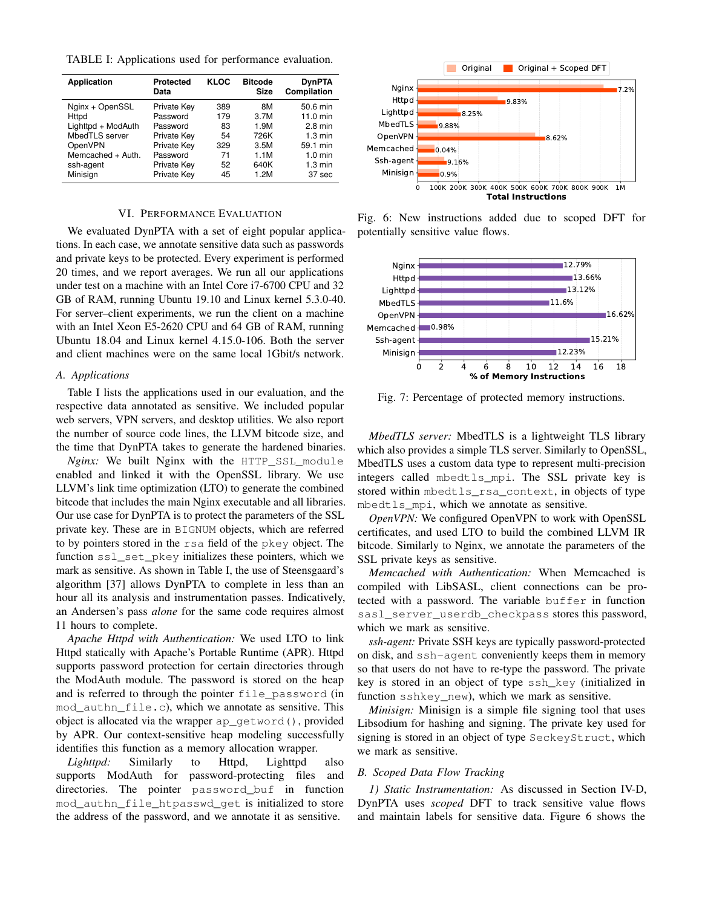TABLE I: Applications used for performance evaluation.

| Application | Protected Data | KLOC | Bitcode Size | DynPTA Compilation |
|---|---|---|---|---|
| Nginx + OpenSSL | Private Key | 389 | 8M | 50.6 min |
| Httpd | Password | 179 | 3.7M | 11.0 min |
| Lighttpd + ModAuth | Password | 83 | 1.9M | 2.8 min |
| MbedTLS server | Private Key | 54 | 726K | 1.3 min |
| OpenVPN | Private Key | 329 | 3.5M | 59.1 min |
| Memcached + Auth. | Password | 71 | 1.1M | 1.0 min |
| ssh-agent | Private Key | 52 | 640K | 1.3 min |
| Minisign | Private Key | 45 | 1.2M | 37 sec |

## VI. Performance Evaluation

We evaluated DynPTA with a set of eight popular applications. In each case, we annotate sensitive data such as passwords and private keys to be protected. Every experiment is performed 20 times, and we report averages. We run all our applications under test on a machine with an Intel Core i7-6700 CPU and 32 GB of RAM, running Ubuntu 19.10 and Linux kernel 5.3.0-40. For server–client experiments, we run the client on a machine with an Intel Xeon E5-2620 CPU and 64 GB of RAM, running Ubuntu 18.04 and Linux kernel 4.15.0-106. Both the server and client machines were on the same local 1Gbit/s network.

### A. Applications

Table I lists the applications used in our evaluation, and the respective data annotated as sensitive. We included popular web servers, VPN servers, and desktop utilities. We also report the number of source code lines, the LLVM bitcode size, and the time that DynPTA takes to generate the hardened binaries.

*Nginx:* We built Nginx with the `HTTP_SSL_module` enabled and linked it with the OpenSSL library. We use LLVM's link time optimization (LTO) to generate the combined bitcode that includes the main Nginx executable and all libraries. Our use case for DynPTA is to protect the parameters of the SSL private key. These are in `BIGNUM` objects, which are referred to by pointers stored in the `rsa` field of the `pkey` object. The function `ssl_set_pkey` initializes these pointers, which we mark as sensitive. As shown in Table I, the use of Steensgaard's algorithm [37] allows DynPTA to complete in less than an hour all its analysis and instrumentation passes. Indicatively, an Andersen's pass *alone* for the same code requires almost 11 hours to complete.

*Apache Httpd with Authentication:* We used LTO to link Httpd statically with Apache's Portable Runtime (APR). Httpd supports password protection for certain directories through the ModAuth module. The password is stored on the heap and is referred to through the pointer `file_password` (in `mod_authn_file.c`), which we annotate as sensitive. This object is allocated via the wrapper `ap_getword()`, provided by APR. Our context-sensitive heap modeling successfully identifies this function as a memory allocation wrapper.

*Lighttpd:* Similarly to Httpd, Lighttpd also supports ModAuth for password-protecting files and directories. The pointer `password_buf` in function `mod_authn_file_htpasswd_get` is initialized to store the address of the password, and we annotate it as sensitive.

Fig. 6: New instructions added due to scoped DFT for potentially sensitive value flows.

Fig. 7: Percentage of protected memory instructions.

*MbedTLS server:* MbedTLS is a lightweight TLS library which also provides a simple TLS server. Similarly to OpenSSL, MbedTLS uses a custom data type to represent multi-precision integers called `mbedtls_mpi`. The SSL private key is stored within `mbedtls_rsa_context`, in objects of type `mbedtls_mpi`, which we annotate as sensitive.

*OpenVPN:* We configured OpenVPN to work with OpenSSL certificates, and used LTO to build the combined LLVM IR bitcode. Similarly to Nginx, we annotate the parameters of the SSL private keys as sensitive.

*Memcached with Authentication:* When Memcached is compiled with LibSASL, client connections can be protected with a password. The variable `buffer` in function `sasl_server_userdb_checkpass` stores this password, which we mark as sensitive.

*ssh-agent:* Private SSH keys are typically password-protected on disk, and `ssh-agent` conveniently keeps them in memory so that users do not have to re-type the password. The private key is stored in an object of type `ssh_key` (initialized in function `sshkey_new`), which we mark as sensitive.

*Minisign:* Minisign is a simple file signing tool that uses Libsodium for hashing and signing. The private key used for signing is stored in an object of type `SeckeyStruct`, which we mark as sensitive.

### B. Scoped Data Flow Tracking

*1) Static Instrumentation:* As discussed in Section IV-D, DynPTA uses *scoped* DFT to track sensitive value flows and maintain labels for sensitive data. Figure 6 shows the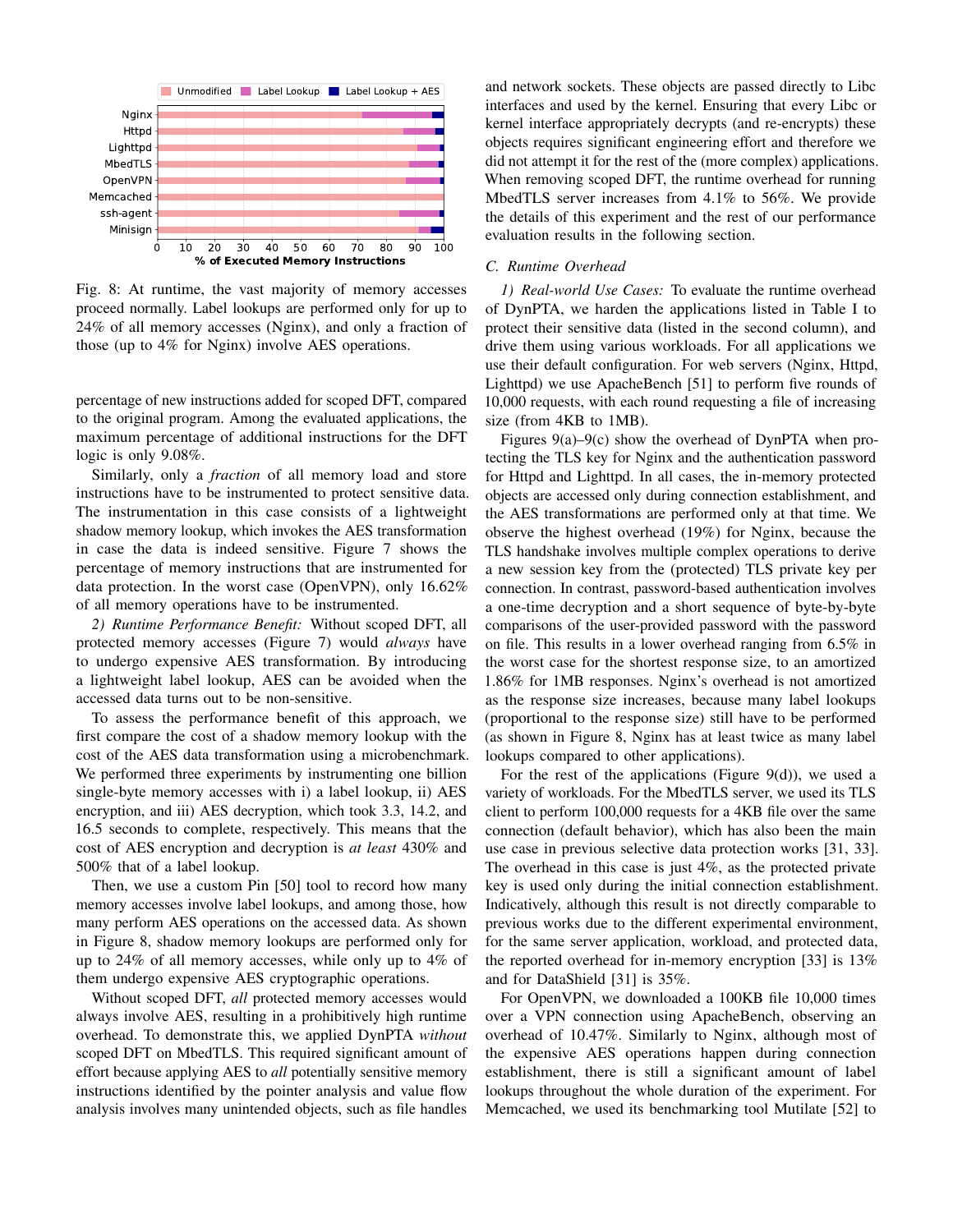Fig. 8: At runtime, the vast majority of memory accesses proceed normally. Label lookups are performed only for up to 24% of all memory accesses (Nginx), and only a fraction of those (up to 4% for Nginx) involve AES operations.

percentage of new instructions added for scoped DFT, compared to the original program. Among the evaluated applications, the maximum percentage of additional instructions for the DFT logic is only 9.08%.

Similarly, only a *fraction* of all memory load and store instructions have to be instrumented to protect sensitive data. The instrumentation in this case consists of a lightweight shadow memory lookup, which invokes the AES transformation in case the data is indeed sensitive. Figure 7 shows the percentage of memory instructions that are instrumented for data protection. In the worst case (OpenVPN), only 16.62% of all memory operations have to be instrumented.

*2) Runtime Performance Benefit:* Without scoped DFT, all protected memory accesses (Figure 7) would *always* have to undergo expensive AES transformation. By introducing a lightweight label lookup, AES can be avoided when the accessed data turns out to be non-sensitive.

To assess the performance benefit of this approach, we first compare the cost of a shadow memory lookup with the cost of the AES data transformation using a microbenchmark. We performed three experiments by instrumenting one billion single-byte memory accesses with i) a label lookup, ii) AES encryption, and iii) AES decryption, which took 3.3, 14.2, and 16.5 seconds to complete, respectively. This means that the cost of AES encryption and decryption is *at least* 430% and 500% that of a label lookup.

Then, we use a custom Pin [50] tool to record how many memory accesses involve label lookups, and among those, how many perform AES operations on the accessed data. As shown in Figure 8, shadow memory lookups are performed only for up to 24% of all memory accesses, while only up to 4% of them undergo expensive AES cryptographic operations.

Without scoped DFT, *all* protected memory accesses would always involve AES, resulting in a prohibitively high runtime overhead. To demonstrate this, we applied DynPTA *without* scoped DFT on MbedTLS. This required significant amount of effort because applying AES to *all* potentially sensitive memory instructions identified by the pointer analysis and value flow analysis involves many unintended objects, such as file handles and network sockets. These objects are passed directly to Libc interfaces and used by the kernel. Ensuring that every Libc or kernel interface appropriately decrypts (and re-encrypts) these objects requires significant engineering effort and therefore we did not attempt it for the rest of the (more complex) applications. When removing scoped DFT, the runtime overhead for running MbedTLS server increases from 4.1% to 56%. We provide the details of this experiment and the rest of our performance evaluation results in the following section.

### C. Runtime Overhead

*1) Real-world Use Cases:* To evaluate the runtime overhead of DynPTA, we harden the applications listed in Table I to protect their sensitive data (listed in the second column), and drive them using various workloads. For all applications we use their default configuration. For web servers (Nginx, Httpd, Lighttpd) we use ApacheBench [51] to perform five rounds of 10,000 requests, with each round requesting a file of increasing size (from 4KB to 1MB).

Figures 9(a)–9(c) show the overhead of DynPTA when protecting the TLS key for Nginx and the authentication password for Httpd and Lighttpd. In all cases, the in-memory protected objects are accessed only during connection establishment, and the AES transformations are performed only at that time. We observe the highest overhead (19%) for Nginx, because the TLS handshake involves multiple complex operations to derive a new session key from the (protected) TLS private key per connection. In contrast, password-based authentication involves a one-time decryption and a short sequence of byte-by-byte comparisons of the user-provided password with the password on file. This results in a lower overhead ranging from 6.5% in the worst case for the shortest response size, to an amortized 1.86% for 1MB responses. Nginx's overhead is not amortized as the response size increases, because many label lookups (proportional to the response size) still have to be performed (as shown in Figure 8, Nginx has at least twice as many label lookups compared to other applications).

For the rest of the applications (Figure 9(d)), we used a variety of workloads. For the MbedTLS server, we used its TLS client to perform 100,000 requests for a 4KB file over the same connection (default behavior), which has also been the main use case in previous selective data protection works [31, 33]. The overhead in this case is just 4%, as the protected private key is used only during the initial connection establishment. Indicatively, although this result is not directly comparable to previous works due to the different experimental environment, for the same server application, workload, and protected data, the reported overhead for in-memory encryption [33] is 13% and for DataShield [31] is 35%.

For OpenVPN, we downloaded a 100KB file 10,000 times over a VPN connection using ApacheBench, observing an overhead of 10.47%. Similarly to Nginx, although most of the expensive AES operations happen during connection establishment, there is still a significant amount of label lookups throughout the whole duration of the experiment. For Memcached, we used its benchmarking tool Mutilate [52] to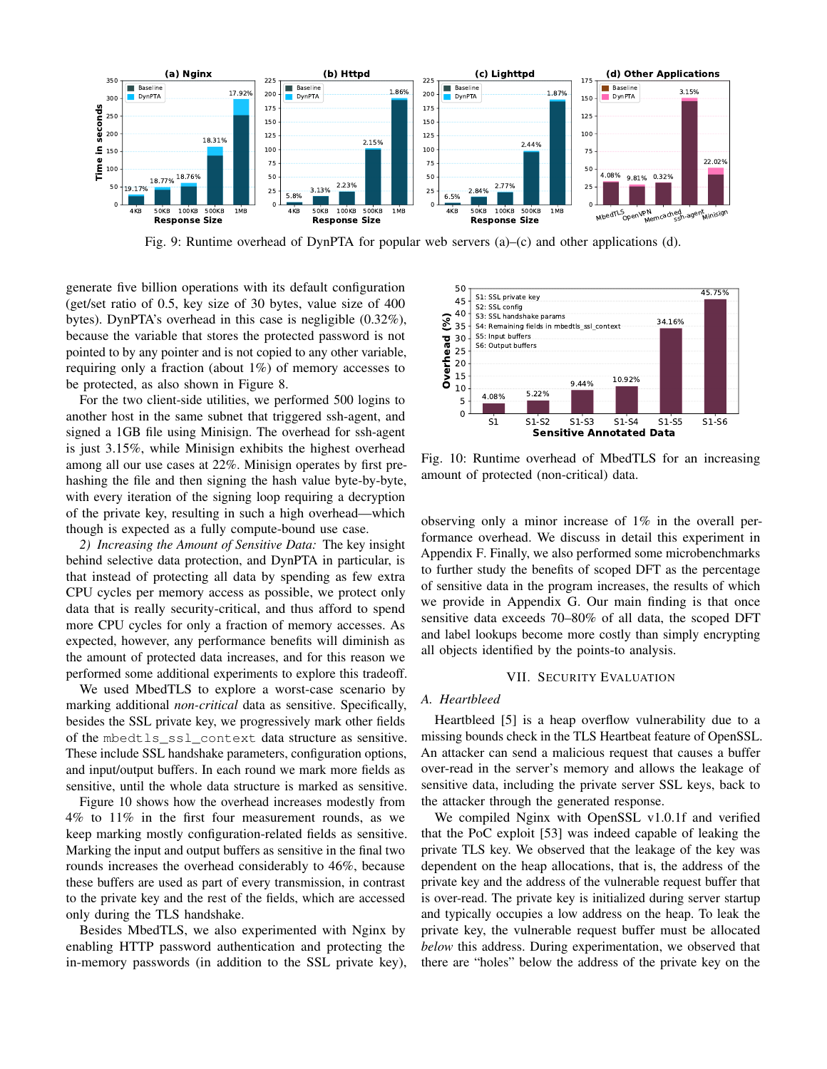Fig. 9: Runtime overhead of DynPTA for popular web servers (a)–(c) and other applications (d).

generate five billion operations with its default configuration (get/set ratio of 0.5, key size of 30 bytes, value size of 400 bytes). DynPTA's overhead in this case is negligible (0.32%), because the variable that stores the protected password is not pointed to by any pointer and is not copied to any other variable, requiring only a fraction (about 1%) of memory accesses to be protected, as also shown in Figure 8.

For the two client-side utilities, we performed 500 logins to another host in the same subnet that triggered ssh-agent, and signed a 1GB file using Minisign. The overhead for ssh-agent is just 3.15%, while Minisign exhibits the highest overhead among all our use cases at 22%. Minisign operates by first pre-hashing the file and then signing the hash value byte-by-byte, with every iteration of the signing loop requiring a decryption of the private key, resulting in such a high overhead—which though is expected as a fully compute-bound use case.

*2) Increasing the Amount of Sensitive Data:* The key insight behind selective data protection, and DynPTA in particular, is that instead of protecting all data by spending as few extra CPU cycles per memory access as possible, we protect only data that is really security-critical, and thus afford to spend more CPU cycles for only a fraction of memory accesses. As expected, however, any performance benefits will diminish as the amount of protected data increases, and for this reason we performed some additional experiments to explore this tradeoff.

We used MbedTLS to explore a worst-case scenario by marking additional *non-critical* data as sensitive. Specifically, besides the SSL private key, we progressively mark other fields of the `mbedtls_ssl_context` data structure as sensitive. These include SSL handshake parameters, configuration options, and input/output buffers. In each round we mark more fields as sensitive, until the whole data structure is marked as sensitive.

Figure 10 shows how the overhead increases modestly from 4% to 11% in the first four measurement rounds, as we keep marking mostly configuration-related fields as sensitive. Marking the input and output buffers as sensitive in the final two rounds increases the overhead considerably to 46%, because these buffers are used as part of every transmission, in contrast to the private key and the rest of the fields, which are accessed only during the TLS handshake.

Besides MbedTLS, we also experimented with Nginx by enabling HTTP password authentication and protecting the in-memory passwords (in addition to the SSL private key), observing only a minor increase of 1% in the overall performance overhead. We discuss in detail this experiment in Appendix F. Finally, we also performed some microbenchmarks to further study the benefits of scoped DFT as the percentage of sensitive data in the program increases, the results of which we provide in Appendix G. Our main finding is that once sensitive data exceeds 70–80% of all data, the scoped DFT and label lookups become more costly than simply encrypting all objects identified by the points-to analysis.

Fig. 10: Runtime overhead of MbedTLS for an increasing amount of protected (non-critical) data.

## VII. Security Evaluation

### A. Heartbleed

Heartbleed [5] is a heap overflow vulnerability due to a missing bounds check in the TLS Heartbeat feature of OpenSSL. An attacker can send a malicious request that causes a buffer over-read in the server's memory and allows the leakage of sensitive data, including the private server SSL keys, back to the attacker through the generated response.

We compiled Nginx with OpenSSL v1.0.1f and verified that the PoC exploit [53] was indeed capable of leaking the private TLS key. We observed that the leakage of the key was dependent on the heap allocations, that is, the address of the private key and the address of the vulnerable request buffer that is over-read. The private key is initialized during server startup and typically occupies a low address on the heap. To leak the private key, the vulnerable request buffer must be allocated *below* this address. During experimentation, we observed that there are "holes" below the address of the private key on the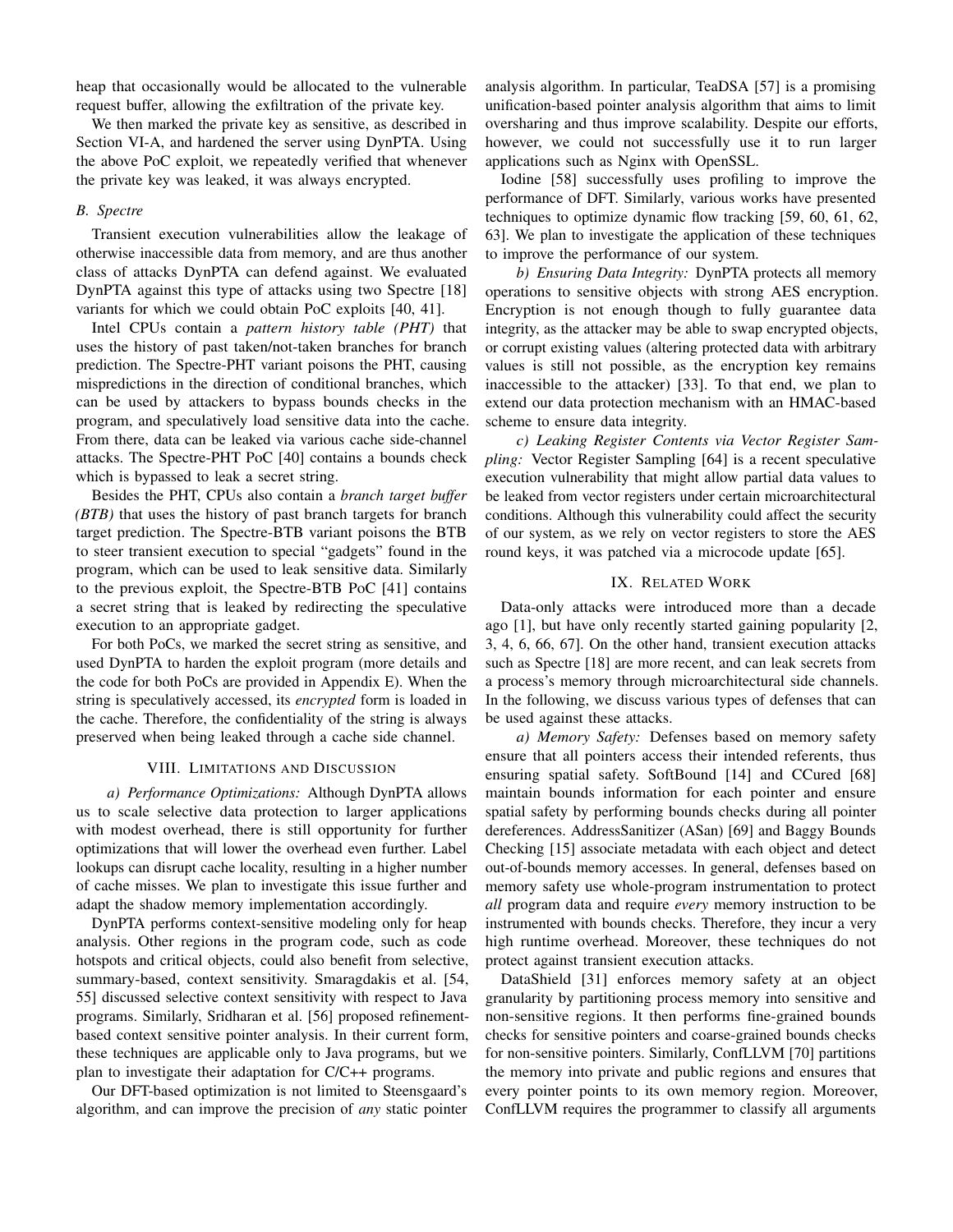heap that occasionally would be allocated to the vulnerable request buffer, allowing the exfiltration of the private key.

We then marked the private key as sensitive, as described in Section VI-A, and hardened the server using DynPTA. Using the above PoC exploit, we repeatedly verified that whenever the private key was leaked, it was always encrypted.

### B. Spectre

Transient execution vulnerabilities allow the leakage of otherwise inaccessible data from memory, and are thus another class of attacks DynPTA can defend against. We evaluated DynPTA against this type of attacks using two Spectre [18] variants for which we could obtain PoC exploits [40, 41].

Intel CPUs contain a *pattern history table (PHT)* that uses the history of past taken/not-taken branches for branch prediction. The Spectre-PHT variant poisons the PHT, causing mispredictions in the direction of conditional branches, which can be used by attackers to bypass bounds checks in the program, and speculatively load sensitive data into the cache. From there, data can be leaked via various cache side-channel attacks. The Spectre-PHT PoC [40] contains a bounds check which is bypassed to leak a secret string.

Besides the PHT, CPUs also contain a *branch target buffer (BTB)* that uses the history of past branch targets for branch target prediction. The Spectre-BTB variant poisons the BTB to steer transient execution to special "gadgets" found in the program, which can be used to leak sensitive data. Similarly to the previous exploit, the Spectre-BTB PoC [41] contains a secret string that is leaked by redirecting the speculative execution to an appropriate gadget.

For both PoCs, we marked the secret string as sensitive, and used DynPTA to harden the exploit program (more details and the code for both PoCs are provided in Appendix E). When the string is speculatively accessed, its *encrypted* form is loaded in the cache. Therefore, the confidentiality of the string is always preserved when being leaked through a cache side channel.

## VIII. Limitations and Discussion

*a) Performance Optimizations:* Although DynPTA allows us to scale selective data protection to larger applications with modest overhead, there is still opportunity for further optimizations that will lower the overhead even further. Label lookups can disrupt cache locality, resulting in a higher number of cache misses. We plan to investigate this issue further and adapt the shadow memory implementation accordingly.

DynPTA performs context-sensitive modeling only for heap analysis. Other regions in the program code, such as code hotspots and critical objects, could also benefit from selective, summary-based, context sensitivity. Smaragdakis et al. [54, 55] discussed selective context sensitivity with respect to Java programs. Similarly, Sridharan et al. [56] proposed refinement-based context sensitive pointer analysis. In their current form, these techniques are applicable only to Java programs, but we plan to investigate their adaptation for C/C++ programs.

Our DFT-based optimization is not limited to Steensgaard's algorithm, and can improve the precision of *any* static pointer analysis algorithm. In particular, TeaDSA [57] is a promising unification-based pointer analysis algorithm that aims to limit oversharing and thus improve scalability. Despite our efforts, however, we could not successfully use it to run larger applications such as Nginx with OpenSSL.

Iodine [58] successfully uses profiling to improve the performance of DFT. Similarly, various works have presented techniques to optimize dynamic flow tracking [59, 60, 61, 62, 63]. We plan to investigate the application of these techniques to improve the performance of our system.

*b) Ensuring Data Integrity:* DynPTA protects all memory operations to sensitive objects with strong AES encryption. Encryption is not enough though to fully guarantee data integrity, as the attacker may be able to swap encrypted objects, or corrupt existing values (altering protected data with arbitrary values is still not possible, as the encryption key remains inaccessible to the attacker) [33]. To that end, we plan to extend our data protection mechanism with an HMAC-based scheme to ensure data integrity.

*c) Leaking Register Contents via Vector Register Sampling:* Vector Register Sampling [64] is a recent speculative execution vulnerability that might allow partial data values to be leaked from vector registers under certain microarchitectural conditions. Although this vulnerability could affect the security of our system, as we rely on vector registers to store the AES round keys, it was patched via a microcode update [65].

## IX. Related Work

Data-only attacks were introduced more than a decade ago [1], but have only recently started gaining popularity [2, 3, 4, 6, 66, 67]. On the other hand, transient execution attacks such as Spectre [18] are more recent, and can leak secrets from a process's memory through microarchitectural side channels. In the following, we discuss various types of defenses that can be used against these attacks.

*a) Memory Safety:* Defenses based on memory safety ensure that all pointers access their intended referents, thus ensuring spatial safety. SoftBound [14] and CCured [68] maintain bounds information for each pointer and ensure spatial safety by performing bounds checks during all pointer dereferences. AddressSanitizer (ASan) [69] and Baggy Bounds Checking [15] associate metadata with each object and detect out-of-bounds memory accesses. In general, defenses based on memory safety use whole-program instrumentation to protect *all* program data and require *every* memory instruction to be instrumented with bounds checks. Therefore, they incur a very high runtime overhead. Moreover, these techniques do not protect against transient execution attacks.

DataShield [31] enforces memory safety at an object granularity by partitioning process memory into sensitive and non-sensitive regions. It then performs fine-grained bounds checks for sensitive pointers and coarse-grained bounds checks for non-sensitive pointers. Similarly, ConfLLVM [70] partitions the memory into private and public regions and ensures that every pointer points to its own memory region. Moreover, ConfLLVM requires the programmer to classify all arguments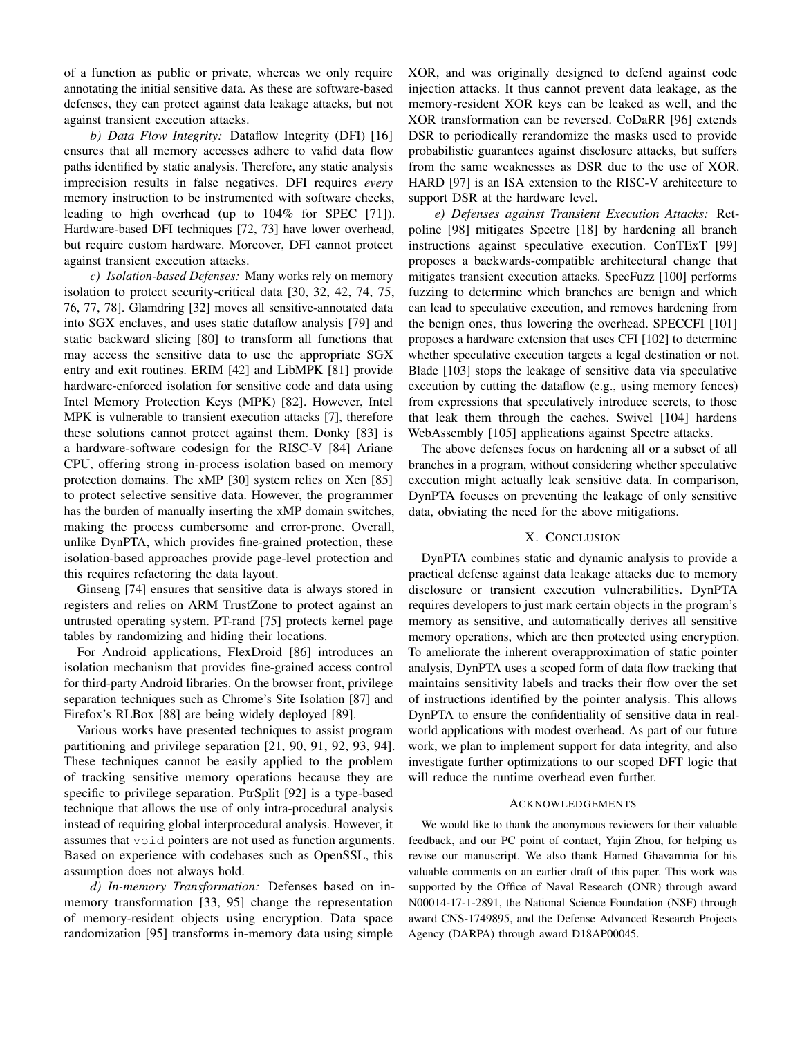of a function as public or private, whereas we only require annotating the initial sensitive data. As these are software-based defenses, they can protect against data leakage attacks, but not against transient execution attacks.

*b) Data Flow Integrity:* Dataflow Integrity (DFI) [16] ensures that all memory accesses adhere to valid data flow paths identified by static analysis. Therefore, any static analysis imprecision results in false negatives. DFI requires *every* memory instruction to be instrumented with software checks, leading to high overhead (up to 104% for SPEC [71]). Hardware-based DFI techniques [72, 73] have lower overhead, but require custom hardware. Moreover, DFI cannot protect against transient execution attacks.

*c) Isolation-based Defenses:* Many works rely on memory isolation to protect security-critical data [30, 32, 42, 74, 75, 76, 77, 78]. Glamdring [32] moves all sensitive-annotated data into SGX enclaves, and uses static dataflow analysis [79] and static backward slicing [80] to transform all functions that may access the sensitive data to use the appropriate SGX entry and exit routines. ERIM [42] and LibMPK [81] provide hardware-enforced isolation for sensitive code and data using Intel Memory Protection Keys (MPK) [82]. However, Intel MPK is vulnerable to transient execution attacks [7], therefore these solutions cannot protect against them. Donky [83] is a hardware-software codesign for the RISC-V [84] Ariane CPU, offering strong in-process isolation based on memory protection domains. The xMP [30] system relies on Xen [85] to protect selective sensitive data. However, the programmer has the burden of manually inserting the xMP domain switches, making the process cumbersome and error-prone. Overall, unlike DynPTA, which provides fine-grained protection, these isolation-based approaches provide page-level protection and this requires refactoring the data layout.

Ginseng [74] ensures that sensitive data is always stored in registers and relies on ARM TrustZone to protect against an untrusted operating system. PT-rand [75] protects kernel page tables by randomizing and hiding their locations.

For Android applications, FlexDroid [86] introduces an isolation mechanism that provides fine-grained access control for third-party Android libraries. On the browser front, privilege separation techniques such as Chrome's Site Isolation [87] and Firefox's RLBox [88] are being widely deployed [89].

Various works have presented techniques to assist program partitioning and privilege separation [21, 90, 91, 92, 93, 94]. These techniques cannot be easily applied to the problem of tracking sensitive memory operations because they are specific to privilege separation. PtrSplit [92] is a type-based technique that allows the use of only intra-procedural analysis instead of requiring global interprocedural analysis. However, it assumes that `void` pointers are not used as function arguments. Based on experience with codebases such as OpenSSL, this assumption does not always hold.

*d) In-memory Transformation:* Defenses based on in-memory transformation [33, 95] change the representation of memory-resident objects using encryption. Data space randomization [95] transforms in-memory data using simple XOR, and was originally designed to defend against code injection attacks. It thus cannot prevent data leakage, as the memory-resident XOR keys can be leaked as well, and the XOR transformation can be reversed. CoDaRR [96] extends DSR to periodically rerandomize the masks used to provide probabilistic guarantees against disclosure attacks, but suffers from the same weaknesses as DSR due to the use of XOR. HARD [97] is an ISA extension to the RISC-V architecture to support DSR at the hardware level.

*e) Defenses against Transient Execution Attacks:* Retpoline [98] mitigates Spectre [18] by hardening all branch instructions against speculative execution. ConTExT [99] proposes a backwards-compatible architectural change that mitigates transient execution attacks. SpecFuzz [100] performs fuzzing to determine which branches are benign and which can lead to speculative execution, and removes hardening from the benign ones, thus lowering the overhead. SPECCFI [101] proposes a hardware extension that uses CFI [102] to determine whether speculative execution targets a legal destination or not. Blade [103] stops the leakage of sensitive data via speculative execution by cutting the dataflow (e.g., using memory fences) from expressions that speculatively introduce secrets, to those that leak them through the caches. Swivel [104] hardens WebAssembly [105] applications against Spectre attacks.

The above defenses focus on hardening all or a subset of all branches in a program, without considering whether speculative execution might actually leak sensitive data. In comparison, DynPTA focuses on preventing the leakage of only sensitive data, obviating the need for the above mitigations.

## X. Conclusion

DynPTA combines static and dynamic analysis to provide a practical defense against data leakage attacks due to memory disclosure or transient execution vulnerabilities. DynPTA requires developers to just mark certain objects in the program's memory as sensitive, and automatically derives all sensitive memory operations, which are then protected using encryption. To ameliorate the inherent overapproximation of static pointer analysis, DynPTA uses a scoped form of data flow tracking that maintains sensitivity labels and tracks their flow over the set of instructions identified by the pointer analysis. This allows DynPTA to ensure the confidentiality of sensitive data in real-world applications with modest overhead. As part of our future work, we plan to implement support for data integrity, and also investigate further optimizations to our scoped DFT logic that will reduce the runtime overhead even further.

## Acknowledgements

We would like to thank the anonymous reviewers for their valuable feedback, and our PC point of contact, Yajin Zhou, for helping us revise our manuscript. We also thank Hamed Ghavamnia for his valuable comments on an earlier draft of this paper. This work was supported by the Office of Naval Research (ONR) through award N00014-17-1-2891, the National Science Foundation (NSF) through award CNS-1749895, and the Defense Advanced Research Projects Agency (DARPA) through award D18AP00045.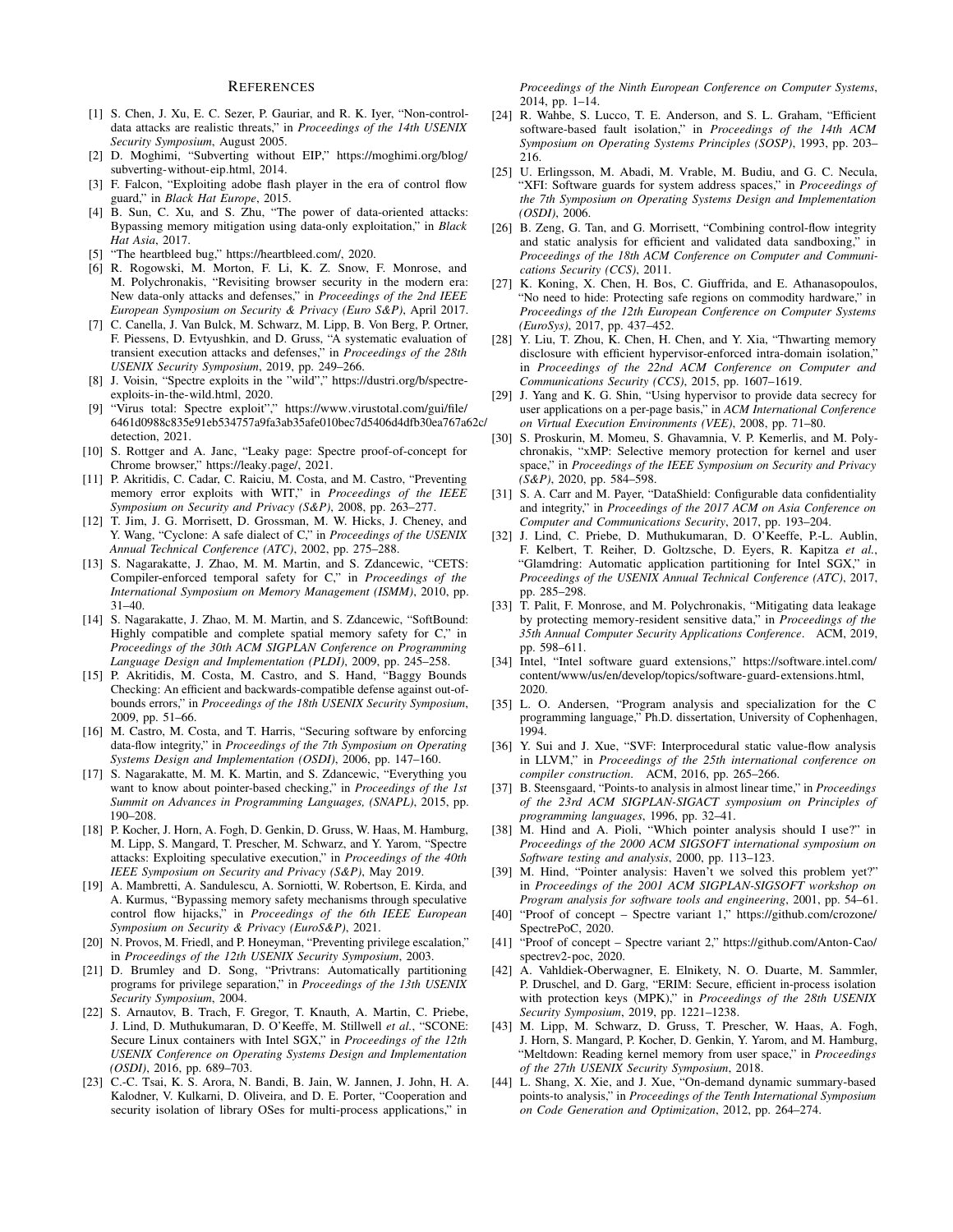# References

[1] S. Chen, J. Xu, E. C. Sezer, P. Gauriar, and R. K. Iyer, "Non-control-data attacks are realistic threats," in *Proceedings of the 14th USENIX Security Symposium*, August 2005.

[2] D. Moghimi, "Subverting without EIP," https://moghimi.org/blog/subverting-without-eip.html, 2014.

[3] F. Falcon, "Exploiting adobe flash player in the era of control flow guard," in *Black Hat Europe*, 2015.

[4] B. Sun, C. Xu, and S. Zhu, "The power of data-oriented attacks: Bypassing memory mitigation using data-only exploitation," in *Black Hat Asia*, 2017.

[5] "The heartbleed bug," https://heartbleed.com/, 2020.

[6] R. Rogowski, M. Morton, F. Li, K. Z. Snow, F. Monrose, and M. Polychronakis, "Revisiting browser security in the modern era: New data-only attacks and defenses," in *Proceedings of the 2nd IEEE European Symposium on Security & Privacy (Euro S&P)*, April 2017.

[7] C. Canella, J. Van Bulck, M. Schwarz, M. Lipp, B. Von Berg, P. Ortner, F. Piessens, D. Evtyushkin, and D. Gruss, "A systematic evaluation of transient execution attacks and defenses," in *Proceedings of the 28th USENIX Security Symposium*, 2019, pp. 249–266.

[8] J. Voisin, "Spectre exploits in the "wild"," https://dustri.org/b/spectre-exploits-in-the-wild.html, 2020.

[9] "Virus total: Spectre exploit"," https://www.virustotal.com/gui/file/6461d0988c835e91eb534757a9fa3ab35afe010bec7d5406d4dfb30ea767a62c/detection, 2021.

[10] S. Rottger and A. Janc, "Leaky page: Spectre proof-of-concept for Chrome browser," https://leaky.page/, 2021.

[11] P. Akritidis, C. Cadar, C. Raiciu, M. Costa, and M. Castro, "Preventing memory error exploits with WIT," in *Proceedings of the IEEE Symposium on Security and Privacy (S&P)*, 2008, pp. 263–277.

[12] T. Jim, J. G. Morrisett, D. Grossman, M. W. Hicks, J. Cheney, and Y. Wang, "Cyclone: A safe dialect of C," in *Proceedings of the USENIX Annual Technical Conference (ATC)*, 2002, pp. 275–288.

[13] S. Nagarakatte, J. Zhao, M. M. Martin, and S. Zdancewic, "CETS: Compiler-enforced temporal safety for C," in *Proceedings of the International Symposium on Memory Management (ISMM)*, 2010, pp. 31–40.

[14] S. Nagarakatte, J. Zhao, M. M. Martin, and S. Zdancewic, "SoftBound: Highly compatible and complete spatial memory safety for C," in *Proceedings of the 30th ACM SIGPLAN Conference on Programming Language Design and Implementation (PLDI)*, 2009, pp. 245–258.

[15] P. Akritidis, M. Costa, M. Castro, and S. Hand, "Baggy Bounds Checking: An efficient and backwards-compatible defense against out-of-bounds errors," in *Proceedings of the 18th USENIX Security Symposium*, 2009, pp. 51–66.

[16] M. Castro, M. Costa, and T. Harris, "Securing software by enforcing data-flow integrity," in *Proceedings of the 7th Symposium on Operating Systems Design and Implementation (OSDI)*, 2006, pp. 147–160.

[17] S. Nagarakatte, M. M. K. Martin, and S. Zdancewic, "Everything you want to know about pointer-based checking," in *Proceedings of the 1st Summit on Advances in Programming Languages, (SNAPL)*, 2015, pp. 190–208.

[18] P. Kocher, J. Horn, A. Fogh, D. Genkin, D. Gruss, W. Haas, M. Hamburg, M. Lipp, S. Mangard, T. Prescher, M. Schwarz, and Y. Yarom, "Spectre attacks: Exploiting speculative execution," in *Proceedings of the 40th IEEE Symposium on Security and Privacy (S&P)*, May 2019.

[19] A. Mambretti, A. Sandulescu, A. Sorniotti, W. Robertson, E. Kirda, and A. Kurmus, "Bypassing memory safety mechanisms through speculative control flow hijacks," in *Proceedings of the 6th IEEE European Symposium on Security & Privacy (EuroS&P)*, 2021.

[20] N. Provos, M. Friedl, and P. Honeyman, "Preventing privilege escalation," in *Proceedings of the 12th USENIX Security Symposium*, 2003.

[21] D. Brumley and D. Song, "Privtrans: Automatically partitioning programs for privilege separation," in *Proceedings of the 13th USENIX Security Symposium*, 2004.

[22] S. Arnautov, B. Trach, F. Gregor, T. Knauth, A. Martin, C. Priebe, J. Lind, D. Muthukumaran, D. O'Keeffe, M. Stillwell *et al.*, "SCONE: Secure Linux containers with Intel SGX," in *Proceedings of the 12th USENIX Conference on Operating Systems Design and Implementation (OSDI)*, 2016, pp. 689–703.

[23] C.-C. Tsai, K. S. Arora, N. Bandi, B. Jain, W. Jannen, J. John, H. A. Kalodner, V. Kulkarni, D. Oliveira, and D. E. Porter, "Cooperation and security isolation of library OSes for multi-process applications," in *Proceedings of the Ninth European Conference on Computer Systems*, 2014, pp. 1–14.

[24] R. Wahbe, S. Lucco, T. E. Anderson, and S. L. Graham, "Efficient software-based fault isolation," in *Proceedings of the 14th ACM Symposium on Operating Systems Principles (SOSP)*, 1993, pp. 203–216.

[25] U. Erlingsson, M. Abadi, M. Vrable, M. Budiu, and G. C. Necula, "XFI: Software guards for system address spaces," in *Proceedings of the 7th Symposium on Operating Systems Design and Implementation (OSDI)*, 2006.

[26] B. Zeng, G. Tan, and G. Morrisett, "Combining control-flow integrity and static analysis for efficient and validated data sandboxing," in *Proceedings of the 18th ACM Conference on Computer and Communications Security (CCS)*, 2011.

[27] K. Koning, X. Chen, H. Bos, C. Giuffrida, and E. Athanasopoulos, "No need to hide: Protecting safe regions on commodity hardware," in *Proceedings of the 12th European Conference on Computer Systems (EuroSys)*, 2017, pp. 437–452.

[28] Y. Liu, T. Zhou, K. Chen, H. Chen, and Y. Xia, "Thwarting memory disclosure with efficient hypervisor-enforced intra-domain isolation," in *Proceedings of the 22nd ACM Conference on Computer and Communications Security (CCS)*, 2015, pp. 1607–1619.

[29] J. Yang and K. G. Shin, "Using hypervisor to provide data secrecy for user applications on a per-page basis," in *ACM International Conference on Virtual Execution Environments (VEE)*, 2008, pp. 71–80.

[30] S. Proskurin, M. Momeu, S. Ghavamnia, V. P. Kemerlis, and M. Polychronakis, "xMP: Selective memory protection for kernel and user space," in *Proceedings of the IEEE Symposium on Security and Privacy (S&P)*, 2020, pp. 584–598.

[31] S. A. Carr and M. Payer, "DataShield: Configurable data confidentiality and integrity," in *Proceedings of the 2017 ACM on Asia Conference on Computer and Communications Security*, 2017, pp. 193–204.

[32] J. Lind, C. Priebe, D. Muthukumaran, D. O'Keeffe, P.-L. Aublin, F. Kelbert, T. Reiher, D. Goltzsche, D. Eyers, R. Kapitza *et al.*, "Glamdring: Automatic application partitioning for Intel SGX," in *Proceedings of the USENIX Annual Technical Conference (ATC)*, 2017, pp. 285–298.

[33] T. Palit, F. Monrose, and M. Polychronakis, "Mitigating data leakage by protecting memory-resident sensitive data," in *Proceedings of the 35th Annual Computer Security Applications Conference*. ACM, 2019, pp. 598–611.

[34] Intel, "Intel software guard extensions," https://software.intel.com/content/www/us/en/develop/topics/software-guard-extensions.html, 2020.

[35] L. O. Andersen, "Program analysis and specialization for the C programming language," Ph.D. dissertation, University of Cophenhagen, 1994.

[36] Y. Sui and J. Xue, "SVF: Interprocedural static value-flow analysis in LLVM," in *Proceedings of the 25th international conference on compiler construction*. ACM, 2016, pp. 265–266.

[37] B. Steensgaard, "Points-to analysis in almost linear time," in *Proceedings of the 23rd ACM SIGPLAN-SIGACT symposium on Principles of programming languages*, 1996, pp. 32–41.

[38] M. Hind and A. Pioli, "Which pointer analysis should I use?" in *Proceedings of the 2000 ACM SIGSOFT international symposium on Software testing and analysis*, 2000, pp. 113–123.

[39] M. Hind, "Pointer analysis: Haven't we solved this problem yet?" in *Proceedings of the 2001 ACM SIGPLAN-SIGSOFT workshop on Program analysis for software tools and engineering*, 2001, pp. 54–61.

[40] "Proof of concept – Spectre variant 1," https://github.com/crozone/SpectrePoC, 2020.

[41] "Proof of concept – Spectre variant 2," https://github.com/Anton-Cao/spectrev2-poc, 2020.

[42] A. Vahldiek-Oberwagner, E. Elnikety, N. O. Duarte, M. Sammler, P. Druschel, and D. Garg, "ERIM: Secure, efficient in-process isolation with protection keys (MPK)," in *Proceedings of the 28th USENIX Security Symposium*, 2019, pp. 1221–1238.

[43] M. Lipp, M. Schwarz, D. Gruss, T. Prescher, W. Haas, A. Fogh, J. Horn, S. Mangard, P. Kocher, D. Genkin, Y. Yarom, and M. Hamburg, "Meltdown: Reading kernel memory from user space," in *Proceedings of the 27th USENIX Security Symposium*, 2018.

[44] L. Shang, X. Xie, and J. Xue, "On-demand dynamic summary-based points-to analysis," in *Proceedings of the Tenth International Symposium on Code Generation and Optimization*, 2012, pp. 264–274.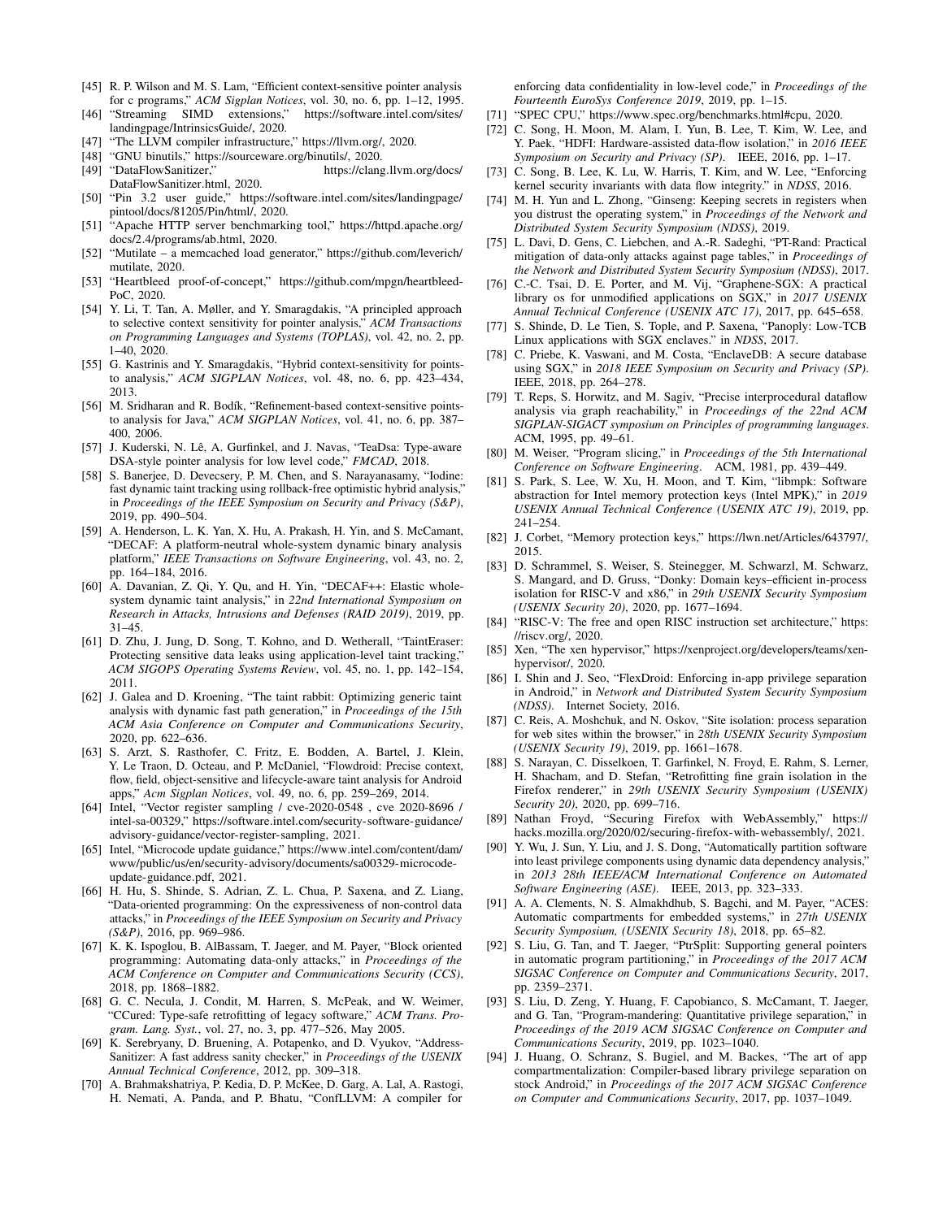[45] R. P. Wilson and M. S. Lam, "Efficient context-sensitive pointer analysis for c programs," *ACM Sigplan Notices*, vol. 30, no. 6, pp. 1–12, 1995.

[46] "Streaming SIMD extensions," https://software.intel.com/sites/landingpage/IntrinsicsGuide/, 2020.

[47] "The LLVM compiler infrastructure," https://llvm.org/, 2020.

[48] "GNU binutils," https://sourceware.org/binutils/, 2020.

[49] "DataFlowSanitizer," https://clang.llvm.org/docs/DataFlowSanitizer.html, 2020.

[50] "Pin 3.2 user guide," https://software.intel.com/sites/landingpage/pintool/docs/81205/Pin/html/, 2020.

[51] "Apache HTTP server benchmarking tool," https://httpd.apache.org/docs/2.4/programs/ab.html, 2020.

[52] "Mutilate – a memcached load generator," https://github.com/leverich/mutilate, 2020.

[53] "Heartbleed proof-of-concept," https://github.com/mpgn/heartbleed-PoC, 2020.

[54] Y. Li, T. Tan, A. Møller, and Y. Smaragdakis, "A principled approach to selective context sensitivity for pointer analysis," *ACM Transactions on Programming Languages and Systems (TOPLAS)*, vol. 42, no. 2, pp. 1–40, 2020.

[55] G. Kastrinis and Y. Smaragdakis, "Hybrid context-sensitivity for points-to analysis," *ACM SIGPLAN Notices*, vol. 48, no. 6, pp. 423–434, 2013.

[56] M. Sridharan and R. Bodík, "Refinement-based context-sensitive points-to analysis for Java," *ACM SIGPLAN Notices*, vol. 41, no. 6, pp. 387–400, 2006.

[57] J. Kuderski, N. Lê, A. Gurfinkel, and J. Navas, "TeaDsa: Type-aware DSA-style pointer analysis for low level code," *FMCAD*, 2018.

[58] S. Banerjee, D. Devecsery, P. M. Chen, and S. Narayanasamy, "Iodine: fast dynamic taint tracking using rollback-free optimistic hybrid analysis," in *Proceedings of the IEEE Symposium on Security and Privacy (S&P)*, 2019, pp. 490–504.

[59] A. Henderson, L. K. Yan, X. Hu, A. Prakash, H. Yin, and S. McCamant, "DECAF: A platform-neutral whole-system dynamic binary analysis platform," *IEEE Transactions on Software Engineering*, vol. 43, no. 2, pp. 164–184, 2016.

[60] A. Davanian, Z. Qi, Y. Qu, and H. Yin, "DECAF++: Elastic whole-system dynamic taint analysis," in *22nd International Symposium on Research in Attacks, Intrusions and Defenses (RAID 2019)*, 2019, pp. 31–45.

[61] D. Zhu, J. Jung, D. Song, T. Kohno, and D. Wetherall, "TaintEraser: Protecting sensitive data leaks using application-level taint tracking," *ACM SIGOPS Operating Systems Review*, vol. 45, no. 1, pp. 142–154, 2011.

[62] J. Galea and D. Kroening, "The taint rabbit: Optimizing generic taint analysis with dynamic fast path generation," in *Proceedings of the 15th ACM Asia Conference on Computer and Communications Security*, 2020, pp. 622–636.

[63] S. Arzt, S. Rasthofer, C. Fritz, E. Bodden, A. Bartel, J. Klein, Y. Le Traon, D. Octeau, and P. McDaniel, "Flowdroid: Precise context, flow, field, object-sensitive and lifecycle-aware taint analysis for Android apps," *Acm Sigplan Notices*, vol. 49, no. 6, pp. 259–269, 2014.

[64] Intel, "Vector register sampling / cve-2020-0548 , cve 2020-8696 / intel-sa-00329," https://software.intel.com/security-software-guidance/advisory-guidance/vector-register-sampling, 2021.

[65] Intel, "Microcode update guidance," https://www.intel.com/content/dam/www/public/us/en/security-advisory/documents/sa00329-microcode-update-guidance.pdf, 2021.

[66] H. Hu, S. Shinde, S. Adrian, Z. L. Chua, P. Saxena, and Z. Liang, "Data-oriented programming: On the expressiveness of non-control data attacks," in *Proceedings of the IEEE Symposium on Security and Privacy (S&P)*, 2016, pp. 969–986.

[67] K. K. Ispoglou, B. AlBassam, T. Jaeger, and M. Payer, "Block oriented programming: Automating data-only attacks," in *Proceedings of the ACM Conference on Computer and Communications Security (CCS)*, 2018, pp. 1868–1882.

[68] G. C. Necula, J. Condit, M. Harren, S. McPeak, and W. Weimer, "CCured: Type-safe retrofitting of legacy software," *ACM Trans. Program. Lang. Syst.*, vol. 27, no. 3, pp. 477–526, May 2005.

[69] K. Serebryany, D. Bruening, A. Potapenko, and D. Vyukov, "AddressSanitizer: A fast address sanity checker," in *Proceedings of the USENIX Annual Technical Conference*, 2012, pp. 309–318.

[70] A. Brahmakshatriya, P. Kedia, D. P. McKee, D. Garg, A. Lal, A. Rastogi, H. Nemati, A. Panda, and P. Bhatu, "ConfLLVM: A compiler for enforcing data confidentiality in low-level code," in *Proceedings of the Fourteenth EuroSys Conference 2019*, 2019, pp. 1–15.

[71] "SPEC CPU," https://www.spec.org/benchmarks.html#cpu, 2020.

[72] C. Song, H. Moon, M. Alam, I. Yun, B. Lee, T. Kim, W. Lee, and Y. Paek, "HDFI: Hardware-assisted data-flow isolation," in *2016 IEEE Symposium on Security and Privacy (SP)*. IEEE, 2016, pp. 1–17.

[73] C. Song, B. Lee, K. Lu, W. Harris, T. Kim, and W. Lee, "Enforcing kernel security invariants with data flow integrity." in *NDSS*, 2016.

[74] M. H. Yun and L. Zhong, "Ginseng: Keeping secrets in registers when you distrust the operating system," in *Proceedings of the Network and Distributed System Security Symposium (NDSS)*, 2019.

[75] L. Davi, D. Gens, C. Liebchen, and A.-R. Sadeghi, "PT-Rand: Practical mitigation of data-only attacks against page tables," in *Proceedings of the Network and Distributed System Security Symposium (NDSS)*, 2017.

[76] C.-C. Tsai, D. E. Porter, and M. Vij, "Graphene-SGX: A practical library os for unmodified applications on SGX," in *2017 USENIX Annual Technical Conference (USENIX ATC 17)*, 2017, pp. 645–658.

[77] S. Shinde, D. Le Tien, S. Tople, and P. Saxena, "Panoply: Low-TCB Linux applications with SGX enclaves." in *NDSS*, 2017.

[78] C. Priebe, K. Vaswani, and M. Costa, "EnclaveDB: A secure database using SGX," in *2018 IEEE Symposium on Security and Privacy (SP)*. IEEE, 2018, pp. 264–278.

[79] T. Reps, S. Horwitz, and M. Sagiv, "Precise interprocedural dataflow analysis via graph reachability," in *Proceedings of the 22nd ACM SIGPLAN-SIGACT symposium on Principles of programming languages*. ACM, 1995, pp. 49–61.

[80] M. Weiser, "Program slicing," in *Proceedings of the 5th International Conference on Software Engineering*. ACM, 1981, pp. 439–449.

[81] S. Park, S. Lee, W. Xu, H. Moon, and T. Kim, "libmpk: Software abstraction for Intel memory protection keys (Intel MPK)," in *2019 USENIX Annual Technical Conference (USENIX ATC 19)*, 2019, pp. 241–254.

[82] J. Corbet, "Memory protection keys," https://lwn.net/Articles/643797/, 2015.

[83] D. Schrammel, S. Weiser, S. Steinegger, M. Schwarzl, M. Schwarz, S. Mangard, and D. Gruss, "Donky: Domain keys–efficient in-process isolation for RISC-V and x86," in *29th USENIX Security Symposium (USENIX Security 20)*, 2020, pp. 1677–1694.

[84] "RISC-V: The free and open RISC instruction set architecture," https://riscv.org/, 2020.

[85] Xen, "The xen hypervisor," https://xenproject.org/developers/teams/xen-hypervisor/, 2020.

[86] I. Shin and J. Seo, "FlexDroid: Enforcing in-app privilege separation in Android," in *Network and Distributed System Security Symposium (NDSS)*. Internet Society, 2016.

[87] C. Reis, A. Moshchuk, and N. Oskov, "Site isolation: process separation for web sites within the browser," in *28th USENIX Security Symposium (USENIX Security 19)*, 2019, pp. 1661–1678.

[88] S. Narayan, C. Disselkoen, T. Garfinkel, N. Froyd, E. Rahm, S. Lerner, H. Shacham, and D. Stefan, "Retrofitting fine grain isolation in the Firefox renderer," in *29th USENIX Security Symposium (USENIX) Security 20)*, 2020, pp. 699–716.

[89] Nathan Froyd, "Securing Firefox with WebAssembly," https://hacks.mozilla.org/2020/02/securing-firefox-with-webassembly/, 2021.

[90] Y. Wu, J. Sun, Y. Liu, and J. S. Dong, "Automatically partition software into least privilege components using dynamic data dependency analysis," in *2013 28th IEEE/ACM International Conference on Automated Software Engineering (ASE)*. IEEE, 2013, pp. 323–333.

[91] A. A. Clements, N. S. Almakhdhub, S. Bagchi, and M. Payer, "ACES: Automatic compartments for embedded systems," in *27th USENIX Security Symposium, (USENIX Security 18)*, 2018, pp. 65–82.

[92] S. Liu, G. Tan, and T. Jaeger, "PtrSplit: Supporting general pointers in automatic program partitioning," in *Proceedings of the 2017 ACM SIGSAC Conference on Computer and Communications Security*, 2017, pp. 2359–2371.

[93] S. Liu, D. Zeng, Y. Huang, F. Capobianco, S. McCamant, T. Jaeger, and G. Tan, "Program-mandering: Quantitative privilege separation," in *Proceedings of the 2019 ACM SIGSAC Conference on Computer and Communications Security*, 2019, pp. 1023–1040.

[94] J. Huang, O. Schranz, S. Bugiel, and M. Backes, "The art of app compartmentalization: Compiler-based library privilege separation on stock Android," in *Proceedings of the 2017 ACM SIGSAC Conference on Computer and Communications Security*, 2017, pp. 1037–1049.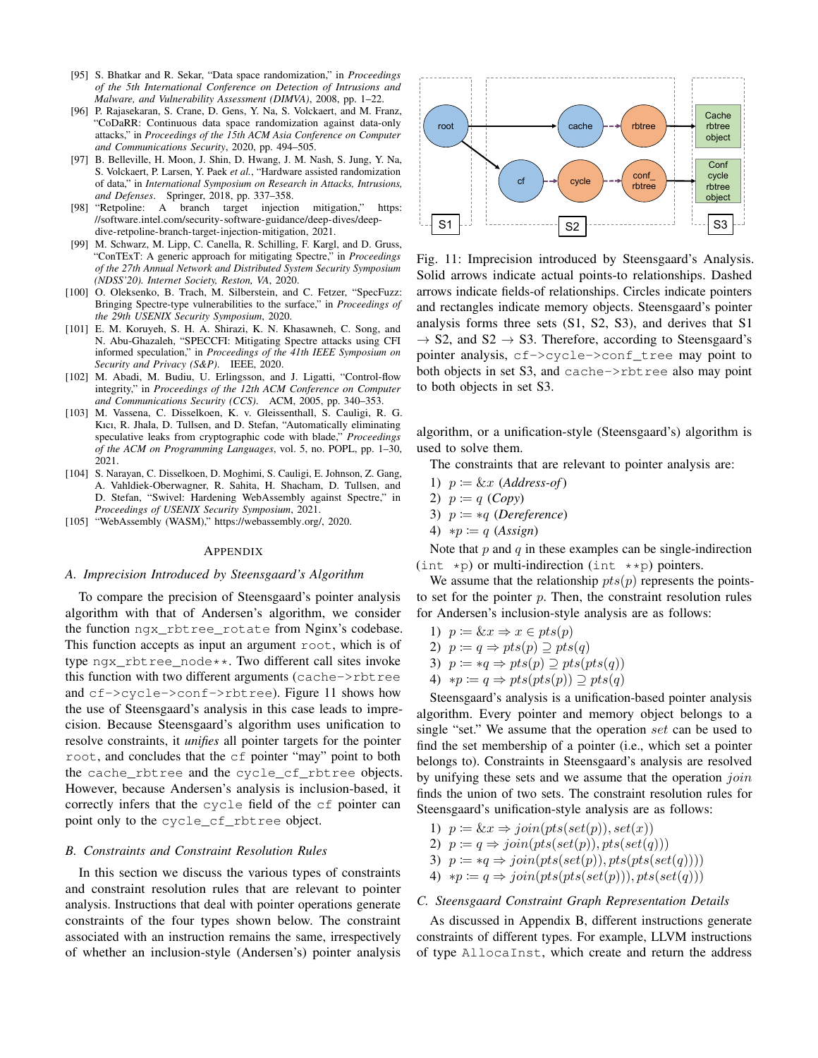[95] S. Bhatkar and R. Sekar, "Data space randomization," in *Proceedings of the 5th International Conference on Detection of Intrusions and Malware, and Vulnerability Assessment (DIMVA)*, 2008, pp. 1–22.

[96] P. Rajasekaran, S. Crane, D. Gens, Y. Na, S. Volckaert, and M. Franz, "CoDaRR: Continuous data space randomization against data-only attacks," in *Proceedings of the 15th ACM Asia Conference on Computer and Communications Security*, 2020, pp. 494–505.

[97] B. Belleville, H. Moon, J. Shin, D. Hwang, J. M. Nash, S. Jung, Y. Na, S. Volckaert, P. Larsen, Y. Paek *et al.*, "Hardware assisted randomization of data," in *International Symposium on Research in Attacks, Intrusions, and Defenses*. Springer, 2018, pp. 337–358.

[98] "Retpoline: A branch target injection mitigation," https://software.intel.com/security-software-guidance/deep-dives/deep-dive-retpoline-branch-target-injection-mitigation, 2021.

[99] M. Schwarz, M. Lipp, C. Canella, R. Schilling, F. Kargl, and D. Gruss, "ConTExT: A generic approach for mitigating Spectre," in *Proceedings of the 27th Annual Network and Distributed System Security Symposium (NDSS'20). Internet Society, Reston, VA*, 2020.

[100] O. Oleksenko, B. Trach, M. Silberstein, and C. Fetzer, "SpecFuzz: Bringing Spectre-type vulnerabilities to the surface," in *Proceedings of the 29th USENIX Security Symposium*, 2020.

[101] E. M. Koruyeh, S. H. A. Shirazi, K. N. Khasawneh, C. Song, and N. Abu-Ghazaleh, "SPECCFI: Mitigating Spectre attacks using CFI informed speculation," in *Proceedings of the 41th IEEE Symposium on Security and Privacy (S&P)*. IEEE, 2020.

[102] M. Abadi, M. Budiu, U. Erlingsson, and J. Ligatti, "Control-flow integrity," in *Proceedings of the 12th ACM Conference on Computer and Communications Security (CCS)*. ACM, 2005, pp. 340–353.

[103] M. Vassena, C. Disselkoen, K. v. Gleissenthall, S. Cauligi, R. G. Kıcı, R. Jhala, D. Tullsen, and D. Stefan, "Automatically eliminating speculative leaks from cryptographic code with blade," *Proceedings of the ACM on Programming Languages*, vol. 5, no. POPL, pp. 1–30, 2021.

[104] S. Narayan, C. Disselkoen, D. Moghimi, S. Cauligi, E. Johnson, Z. Gang, A. Vahldiek-Oberwagner, R. Sahita, H. Shacham, D. Tullsen, and D. Stefan, "Swivel: Hardening WebAssembly against Spectre," in *Proceedings of USENIX Security Symposium*, 2021.

[105] "WebAssembly (WASM)," https://webassembly.org/, 2020.

## APPENDIX

### A. Imprecision Introduced by Steensgaard's Algorithm

To compare the precision of Steensgaard's pointer analysis algorithm with that of Andersen's algorithm, we consider the function `ngx_rbtree_rotate` from Nginx's codebase. This function accepts as input an argument `root`, which is of type `ngx_rbtree_node**`. Two different call sites invoke this function with two different arguments (`cache->rbtree` and `cf->cycle->conf->rbtree`). Figure 11 shows how the use of Steensgaard's analysis in this case leads to imprecision. Because Steensgaard's algorithm uses unification to resolve constraints, it *unifies* all pointer targets for the pointer `root`, and concludes that the `cf` pointer "may" point to both the `cache_rbtree` and the `cycle_cf_rbtree` objects. However, because Andersen's analysis is inclusion-based, it correctly infers that the `cycle` field of the `cf` pointer can point only to the `cycle_cf_rbtree` object.

Fig. 11: Imprecision introduced by Steensgaard's Analysis. Solid arrows indicate actual points-to relationships. Dashed arrows indicate fields-of relationships. Circles indicate pointers and rectangles indicate memory objects. Steensgaard's pointer analysis forms three sets (S1, S2, S3), and derives that S1 → S2, and S2 → S3. Therefore, according to Steensgaard's pointer analysis, `cf->cycle->conf_tree` may point to both objects in set S3, and `cache->rbtree` also may point to both objects in set S3.

### B. Constraints and Constraint Resolution Rules

In this section we discuss the various types of constraints and constraint resolution rules that are relevant to pointer analysis. Instructions that deal with pointer operations generate constraints of the four types shown below. The constraint associated with an instruction remains the same, irrespectively of whether an inclusion-style (Andersen's) pointer analysis algorithm, or a unification-style (Steensgaard's) algorithm is used to solve them.

The constraints that are relevant to pointer analysis are:

1) $p \coloneqq \&x$ (*Address-of*)
2) $p \coloneqq q$ (*Copy*)
3) $p \coloneqq *q$ (*Dereference*)
4) $*p \coloneqq q$ (*Assign*)

Note that $p$ and $q$ in these examples can be single-indirection (`int *p`) or multi-indirection (`int **p`) pointers.

We assume that the relationship $pts(p)$ represents the points-to set for the pointer $p$. Then, the constraint resolution rules for Andersen's inclusion-style analysis are as follows:

1) $p \coloneqq \&x \Rightarrow x \in pts(p)$
2) $p \coloneqq q \Rightarrow pts(p) \supseteq pts(q)$
3) $p \coloneqq *q \Rightarrow pts(p) \supseteq pts(pts(q))$
4) $*p \coloneqq q \Rightarrow pts(pts(p)) \supseteq pts(q)$

Steensgaard's analysis is a unification-based pointer analysis algorithm. Every pointer and memory object belongs to a single "set." We assume that the operation $set$ can be used to find the set membership of a pointer (i.e., which set a pointer belongs to). Constraints in Steensgaard's analysis are resolved by unifying these sets and we assume that the operation $join$ finds the union of two sets. The constraint resolution rules for Steensgaard's unification-style analysis are as follows:

1) $p \coloneqq \&x \Rightarrow join(pts(set(p)), set(x))$
2) $p \coloneqq q \Rightarrow join(pts(set(p)), pts(set(q)))$
3) $p \coloneqq *q \Rightarrow join(pts(set(p)), pts(pts(set(q))))$
4) $*p \coloneqq q \Rightarrow join(pts(pts(set(p))), pts(set(q)))$

### C. Steensgaard Constraint Graph Representation Details

As discussed in Appendix B, different instructions generate constraints of different types. For example, LLVM instructions of type `AllocaInst`, which create and return the address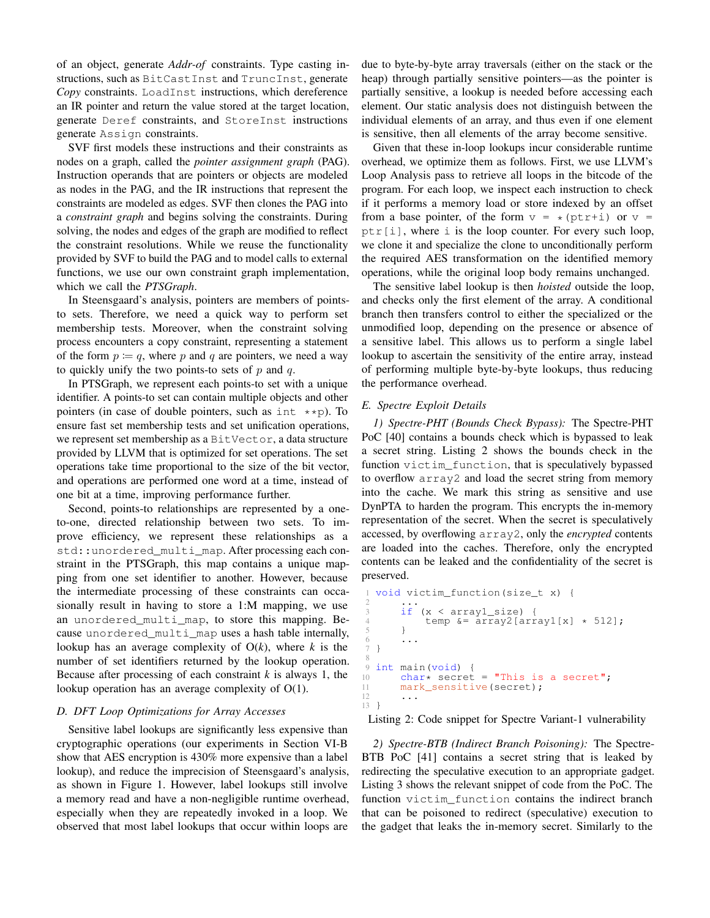of an object, generate *Addr-of* constraints. Type casting instructions, such as `BitCastInst` and `TruncInst`, generate *Copy* constraints. `LoadInst` instructions, which dereference an IR pointer and return the value stored at the target location, generate `Deref` constraints, and `StoreInst` instructions generate `Assign` constraints.

SVF first models these instructions and their constraints as nodes on a graph, called the *pointer assignment graph* (PAG). Instruction operands that are pointers or objects are modeled as nodes in the PAG, and the IR instructions that represent the constraints are modeled as edges. SVF then clones the PAG into a *constraint graph* and begins solving the constraints. During solving, the nodes and edges of the graph are modified to reflect the constraint resolutions. While we reuse the functionality provided by SVF to build the PAG and to model calls to external functions, we use our own constraint graph implementation, which we call the *PTSGraph*.

In Steensgaard's analysis, pointers are members of points-to sets. Therefore, we need a quick way to perform set membership tests. Moreover, when the constraint solving process encounters a copy constraint, representing a statement of the form $p \coloneqq q$, where $p$ and $q$ are pointers, we need a way to quickly unify the two points-to sets of $p$ and $q$.

In PTSGraph, we represent each points-to set with a unique identifier. A points-to set can contain multiple objects and other pointers (in case of double pointers, such as `int **p`). To ensure fast set membership tests and set unification operations, we represent set membership as a `BitVector`, a data structure provided by LLVM that is optimized for set operations. The set operations take time proportional to the size of the bit vector, and operations are performed one word at a time, instead of one bit at a time, improving performance further.

Second, points-to relationships are represented by a one-to-one, directed relationship between two sets. To improve efficiency, we represent these relationships as a `std::unordered_multi_map`. After processing each constraint in the PTSGraph, this map contains a unique mapping from one set identifier to another. However, because the intermediate processing of these constraints can occasionally result in having to store a 1:M mapping, we use an `unordered_multi_map`, to store this mapping. Because `unordered_multi_map` uses a hash table internally, lookup has an average complexity of O($k$), where $k$ is the number of set identifiers returned by the lookup operation. Because after processing of each constraint $k$ is always 1, the lookup operation has an average complexity of O(1).

### D. DFT Loop Optimizations for Array Accesses

Sensitive label lookups are significantly less expensive than cryptographic operations (our experiments in Section VI-B show that AES encryption is 430% more expensive than a label lookup), and reduce the imprecision of Steensgaard's analysis, as shown in Figure 1. However, label lookups still involve a memory read and have a non-negligible runtime overhead, especially when they are repeatedly invoked in a loop. We observed that most label lookups that occur within loops are due to byte-by-byte array traversals (either on the stack or the heap) through partially sensitive pointers—as the pointer is partially sensitive, a lookup is needed before accessing each element. Our static analysis does not distinguish between the individual elements of an array, and thus even if one element is sensitive, then all elements of the array become sensitive.

Given that these in-loop lookups incur considerable runtime overhead, we optimize them as follows. First, we use LLVM's Loop Analysis pass to retrieve all loops in the bitcode of the program. For each loop, we inspect each instruction to check if it performs a memory load or store indexed by an offset from a base pointer, of the form `v = *(ptr+i)` or `v = ptr[i]`, where `i` is the loop counter. For every such loop, we clone it and specialize the clone to unconditionally perform the required AES transformation on the identified memory operations, while the original loop body remains unchanged.

The sensitive label lookup is then *hoisted* outside the loop, and checks only the first element of the array. A conditional branch then transfers control to either the specialized or the unmodified loop, depending on the presence or absence of a sensitive label. This allows us to perform a single label lookup to ascertain the sensitivity of the entire array, instead of performing multiple byte-by-byte lookups, thus reducing the performance overhead.

### E. Spectre Exploit Details

*1) Spectre-PHT (Bounds Check Bypass):* The Spectre-PHT PoC [40] contains a bounds check which is bypassed to leak a secret string. Listing 2 shows the bounds check in the function `victim_function`, that is speculatively bypassed to overflow `array2` and load the secret string from memory into the cache. We mark this string as sensitive and use DynPTA to harden the program. This encrypts the in-memory representation of the secret. When the secret is speculatively accessed, by overflowing `array2`, only the *encrypted* contents are loaded into the caches. Therefore, only the encrypted contents can be leaked and the confidentiality of the secret is preserved.

```
1  void victim_function(size_t x) {
2      ...
3      if (x < array1_size) {
4          temp &= array2[array1[x] * 512];
5      }
6      ...
7  }
8
9  int main(void) {
10     char* secret = "This is a secret";
11     mark_sensitive(secret);
12     ...
13 }
```

Listing 2: Code snippet for Spectre Variant-1 vulnerability

*2) Spectre-BTB (Indirect Branch Poisoning):* The Spectre-BTB PoC [41] contains a secret string that is leaked by redirecting the speculative execution to an appropriate gadget. Listing 3 shows the relevant snippet of code from the PoC. The function `victim_function` contains the indirect branch that can be poisoned to redirect (speculative) execution to the gadget that leaks the in-memory secret. Similarly to the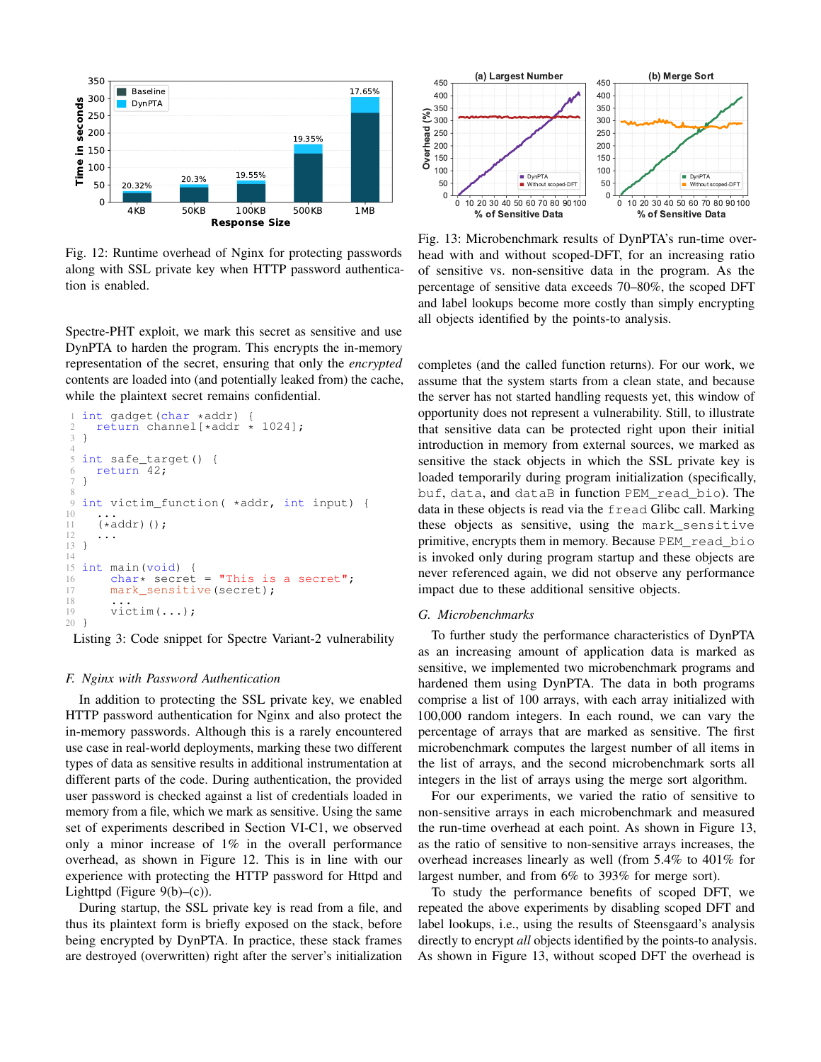Fig. 12: Runtime overhead of Nginx for protecting passwords along with SSL private key when HTTP password authentication is enabled.

Fig. 13: Microbenchmark results of DynPTA's run-time overhead with and without scoped-DFT, for an increasing ratio of sensitive vs. non-sensitive data in the program. As the percentage of sensitive data exceeds 70–80%, the scoped DFT and label lookups become more costly than simply encrypting all objects identified by the points-to analysis.

Spectre-PHT exploit, we mark this secret as sensitive and use DynPTA to harden the program. This encrypts the in-memory representation of the secret, ensuring that only the *encrypted* contents are loaded into (and potentially leaked from) the cache, while the plaintext secret remains confidential.

```
int gadget(char *addr) {
  return channel[*addr * 1024];
}

int safe_target() {
  return 42;
}

int victim_function( *addr, int input) {
  ...
  (*addr)();
  ...
}

int main(void) {
    char* secret = "This is a secret";
    mark_sensitive(secret);
    ...
    victim(...);
}
```

Listing 3: Code snippet for Spectre Variant-2 vulnerability

### F. Nginx with Password Authentication

In addition to protecting the SSL private key, we enabled HTTP password authentication for Nginx and also protect the in-memory passwords. Although this is a rarely encountered use case in real-world deployments, marking these two different types of data as sensitive results in additional instrumentation at different parts of the code. During authentication, the provided user password is checked against a list of credentials loaded in memory from a file, which we mark as sensitive. Using the same set of experiments described in Section VI-C1, we observed only a minor increase of 1% in the overall performance overhead, as shown in Figure 12. This is in line with our experience with protecting the HTTP password for Httpd and Lighttpd (Figure 9(b)–(c)).

During startup, the SSL private key is read from a file, and thus its plaintext form is briefly exposed on the stack, before being encrypted by DynPTA. In practice, these stack frames are destroyed (overwritten) right after the server's initialization completes (and the called function returns). For our work, we assume that the system starts from a clean state, and because the server has not started handling requests yet, this window of opportunity does not represent a vulnerability. Still, to illustrate that sensitive data can be protected right upon their initial introduction in memory from external sources, we marked as sensitive the stack objects in which the SSL private key is loaded temporarily during program initialization (specifically, `buf`, `data`, and `dataB` in function `PEM_read_bio`). The data in these objects is read via the `fread` Glibc call. Marking these objects as sensitive, using the `mark_sensitive` primitive, encrypts them in memory. Because `PEM_read_bio` is invoked only during program startup and these objects are never referenced again, we did not observe any performance impact due to these additional sensitive objects.

### G. Microbenchmarks

To further study the performance characteristics of DynPTA as an increasing amount of application data is marked as sensitive, we implemented two microbenchmark programs and hardened them using DynPTA. The data in both programs comprise a list of 100 arrays, with each array initialized with 100,000 random integers. In each round, we can vary the percentage of arrays that are marked as sensitive. The first microbenchmark computes the largest number of all items in the list of arrays, and the second microbenchmark sorts all integers in the list of arrays using the merge sort algorithm.

For our experiments, we varied the ratio of sensitive to non-sensitive arrays in each microbenchmark and measured the run-time overhead at each point. As shown in Figure 13, as the ratio of sensitive to non-sensitive arrays increases, the overhead increases linearly as well (from 5.4% to 401% for largest number, and from 6% to 393% for merge sort).

To study the performance benefits of scoped DFT, we repeated the above experiments by disabling scoped DFT and label lookups, i.e., using the results of Steensgaard's analysis directly to encrypt *all* objects identified by the points-to analysis. As shown in Figure 13, without scoped DFT the overhead is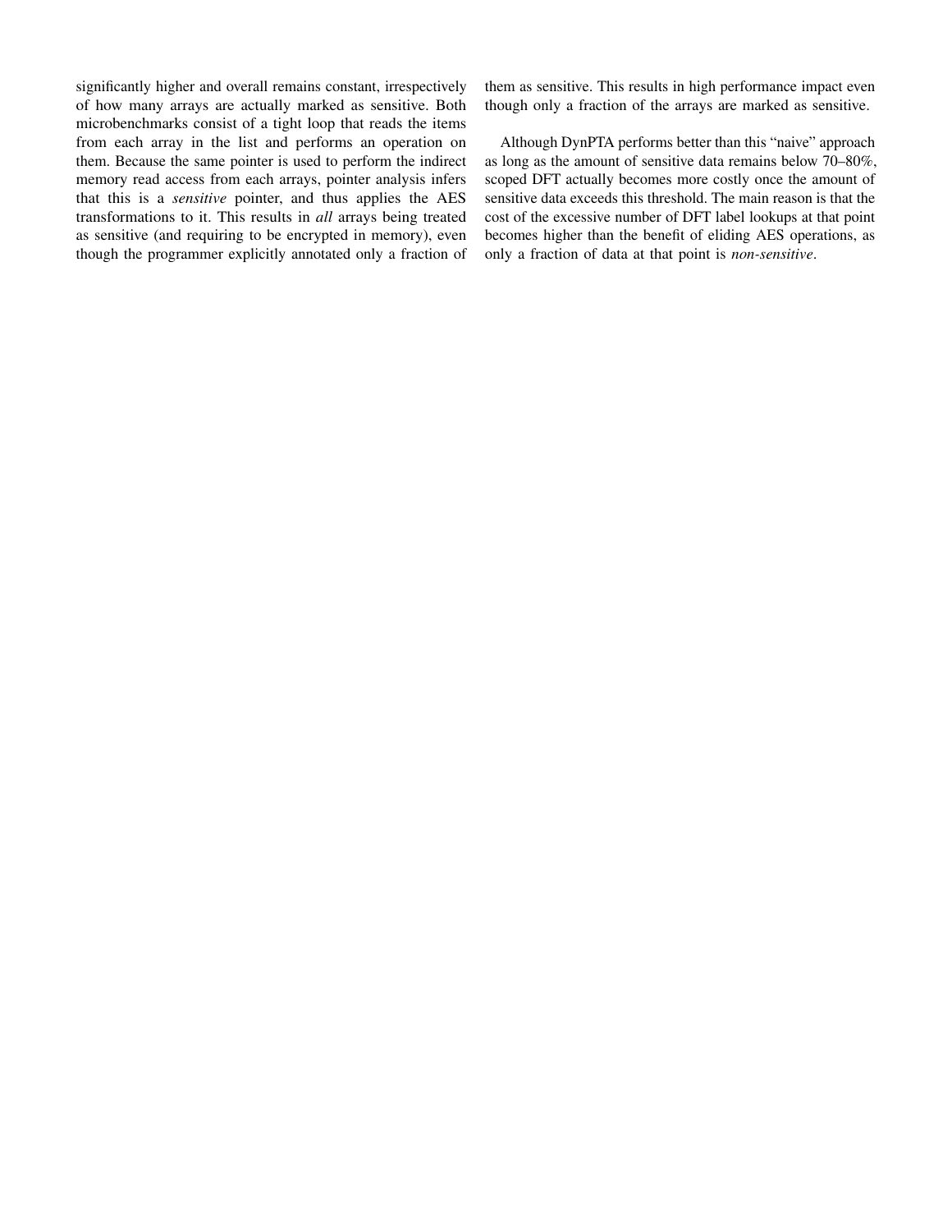significantly higher and overall remains constant, irrespectively of how many arrays are actually marked as sensitive. Both microbenchmarks consist of a tight loop that reads the items from each array in the list and performs an operation on them. Because the same pointer is used to perform the indirect memory read access from each arrays, pointer analysis infers that this is a *sensitive* pointer, and thus applies the AES transformations to it. This results in *all* arrays being treated as sensitive (and requiring to be encrypted in memory), even though the programmer explicitly annotated only a fraction of them as sensitive. This results in high performance impact even though only a fraction of the arrays are marked as sensitive.

Although DynPTA performs better than this "naive" approach as long as the amount of sensitive data remains below 70–80%, scoped DFT actually becomes more costly once the amount of sensitive data exceeds this threshold. The main reason is that the cost of the excessive number of DFT label lookups at that point becomes higher than the benefit of eliding AES operations, as only a fraction of data at that point is *non-sensitive*.